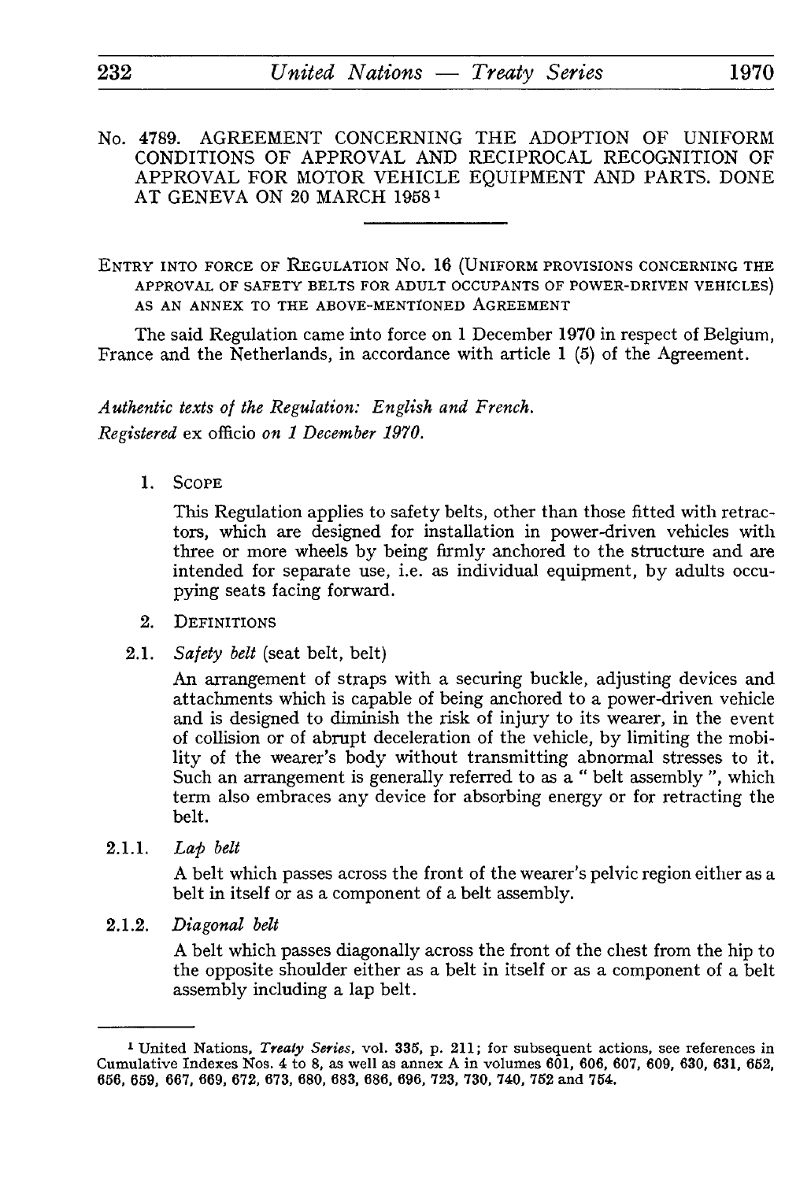No. 4789. AGREEMENT CONCERNING THE ADOPTION OF UNIFORM CONDITIONS OF APPROVAL AND RECIPROCAL RECOGNITION OF APPROVAL FOR MOTOR VEHICLE EQUIPMENT AND PARTS. DONE AT GENEVA ON 20 MARCH 1958[1]

ENTRY INTO FORCE OF REGULATION No. 16 (UNIFORM PROVISIONS CONCERNING THE APPROVAL OF SAFETY BELTS FOR ADULT OCCUPANTS OF POWER-DRIVEN VEHICLES) AS AN ANNEX TO THE ABOVE-MENTIONED AGREEMENT

The said Regulation came into force on 1 December 1970 in respect of Belgium, France and the Netherlands, in accordance with article 1 (5) of the Agreement.

*Authentic texts of the Regulation: English and French.*
*Registered* ex officio *on 1 December 1970.*

1. SCOPE

   This Regulation applies to safety belts, other than those fitted with retractors, which are designed for installation in power-driven vehicles with three or more wheels by being firmly anchored to the structure and are intended for separate use, i.e. as individual equipment, by adults occupying seats facing forward.

2. DEFINITIONS

2.1. *Safety belt* (seat belt, belt)

   An arrangement of straps with a securing buckle, adjusting devices and attachments which is capable of being anchored to a power-driven vehicle and is designed to diminish the risk of injury to its wearer, in the event of collision or of abrupt deceleration of the vehicle, by limiting the mobility of the wearer's body without transmitting abnormal stresses to it. Such an arrangement is generally referred to as a " belt assembly ", which term also embraces any device for absorbing energy or for retracting the belt.

2.1.1. *Lap belt*

   A belt which passes across the front of the wearer's pelvic region either as a belt in itself or as a component of a belt assembly.

2.1.2. *Diagonal belt*

   A belt which passes diagonally across the front of the chest from the hip to the opposite shoulder either as a belt in itself or as a component of a belt assembly including a lap belt.

---

[1] United Nations, *Treaty Series*, vol. 335, p. 211; for subsequent actions, see references in Cumulative Indexes Nos. 4 to 8, as well as annex A in volumes 601, 606, 607, 609, 630, 631, 652, 656, 659, 667, 669, 672, 673, 680, 683, 686, 696, 723, 730, 740, 752 and 754.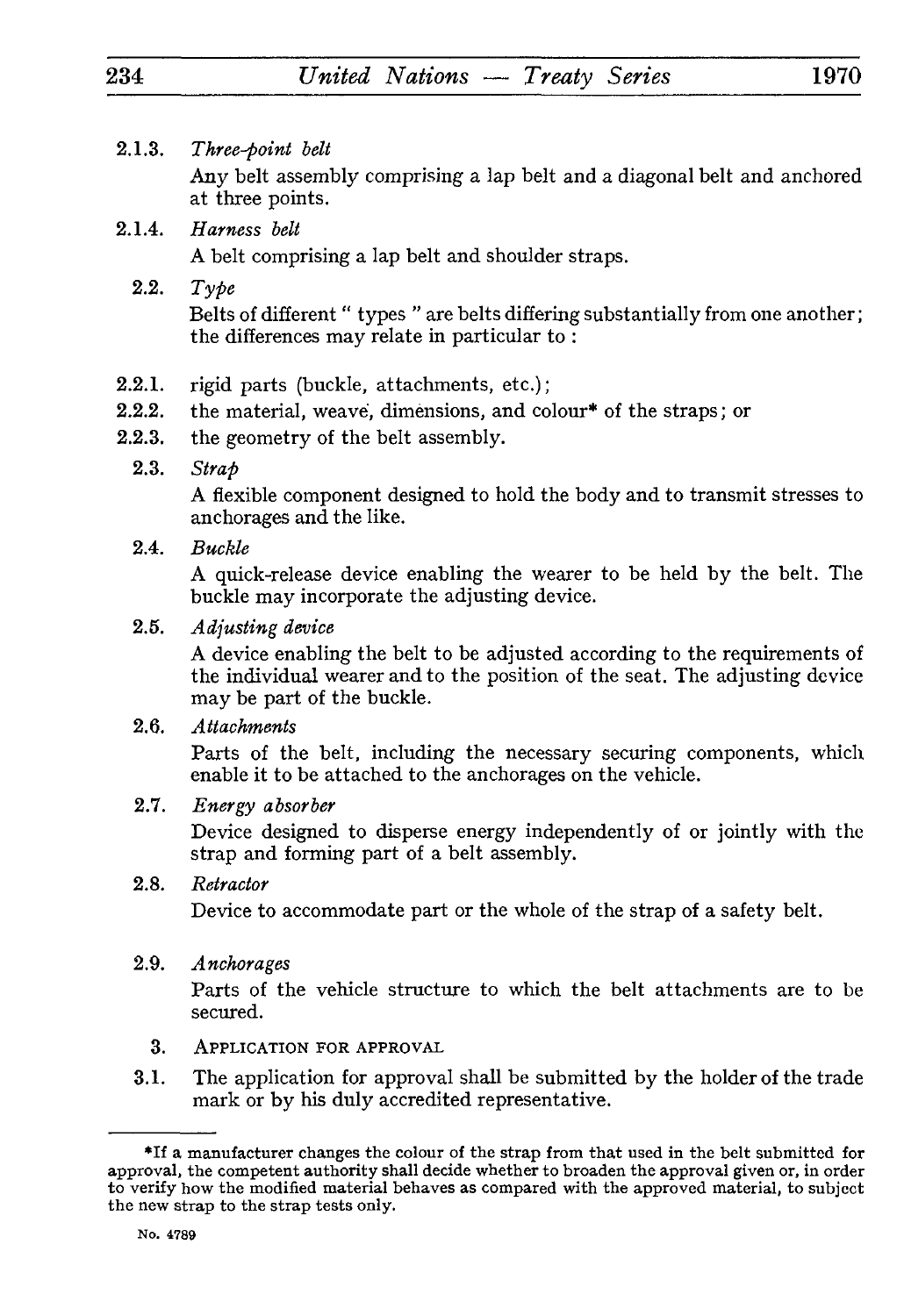2.1.3. *Three-point belt*

Any belt assembly comprising a lap belt and a diagonal belt and anchored at three points.

2.1.4. *Harness belt*

A belt comprising a lap belt and shoulder straps.

2.2. *Type*

Belts of different " types " are belts differing substantially from one another; the differences may relate in particular to :

2.2.1. rigid parts (buckle, attachments, etc.);

2.2.2. the material, weave, dimensions, and colour* of the straps; or

2.2.3. the geometry of the belt assembly.

2.3. *Strap*

A flexible component designed to hold the body and to transmit stresses to anchorages and the like.

2.4. *Buckle*

A quick-release device enabling the wearer to be held by the belt. The buckle may incorporate the adjusting device.

2.5. *Adjusting device*

A device enabling the belt to be adjusted according to the requirements of the individual wearer and to the position of the seat. The adjusting device may be part of the buckle.

2.6. *Attachments*

Parts of the belt, including the necessary securing components, which enable it to be attached to the anchorages on the vehicle.

2.7. *Energy absorber*

Device designed to disperse energy independently of or jointly with the strap and forming part of a belt assembly.

2.8. *Retractor*

Device to accommodate part or the whole of the strap of a safety belt.

2.9. *Anchorages*

Parts of the vehicle structure to which the belt attachments are to be secured.

3. APPLICATION FOR APPROVAL

3.1. The application for approval shall be submitted by the holder of the trade mark or by his duly accredited representative.

---

*If a manufacturer changes the colour of the strap from that used in the belt submitted for approval, the competent authority shall decide whether to broaden the approval given or, in order to verify how the modified material behaves as compared with the approved material, to subject the new strap to the strap tests only.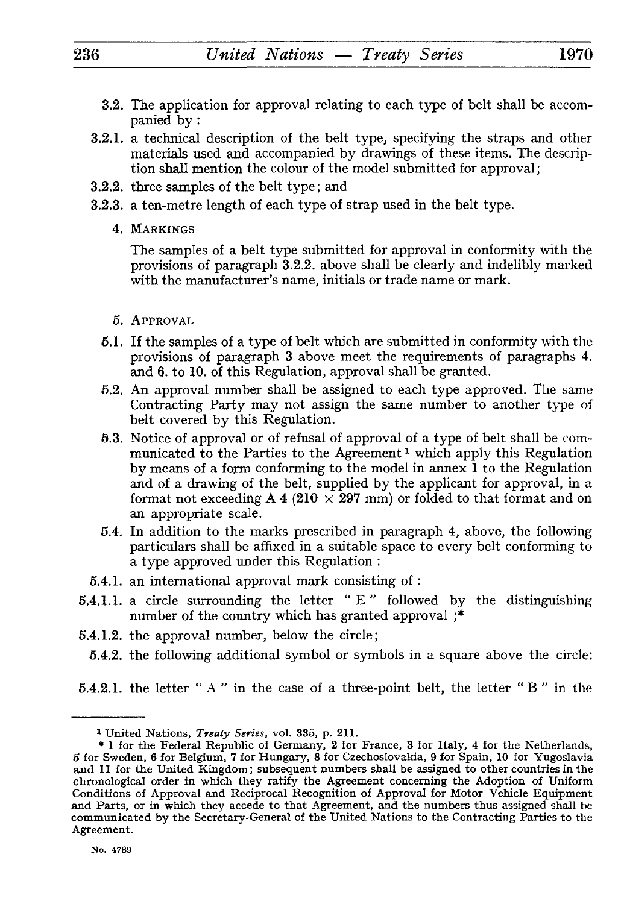3.2. The application for approval relating to each type of belt shall be accompanied by :

3.2.1. a technical description of the belt type, specifying the straps and other materials used and accompanied by drawings of these items. The description shall mention the colour of the model submitted for approval;

3.2.2. three samples of the belt type; and

3.2.3. a ten-metre length of each type of strap used in the belt type.

## 4. MARKINGS

The samples of a belt type submitted for approval in conformity with the provisions of paragraph 3.2.2. above shall be clearly and indelibly marked with the manufacturer's name, initials or trade name or mark.

## 5. APPROVAL

5.1. If the samples of a type of belt which are submitted in conformity with the provisions of paragraph 3 above meet the requirements of paragraphs 4. and 6. to 10. of this Regulation, approval shall be granted.

5.2. An approval number shall be assigned to each type approved. The same Contracting Party may not assign the same number to another type of belt covered by this Regulation.

5.3. Notice of approval or of refusal of approval of a type of belt shall be communicated to the Parties to the Agreement[1] which apply this Regulation by means of a form conforming to the model in annex 1 to the Regulation and of a drawing of the belt, supplied by the applicant for approval, in a format not exceeding A 4 (210 × 297 mm) or folded to that format and on an appropriate scale.

5.4. In addition to the marks prescribed in paragraph 4, above, the following particulars shall be affixed in a suitable space to every belt conforming to a type approved under this Regulation :

5.4.1. an international approval mark consisting of :

5.4.1.1. a circle surrounding the letter " E " followed by the distinguishing number of the country which has granted approval ;*

5.4.1.2. the approval number, below the circle;

5.4.2. the following additional symbol or symbols in a square above the circle:

5.4.2.1. the letter " A " in the case of a three-point belt, the letter " B " in the

---

[1] United Nations, *Treaty Series*, vol. 335, p. 211.

* 1 for the Federal Republic of Germany, 2 for France, 3 for Italy, 4 for the Netherlands, 5 for Sweden, 6 for Belgium, 7 for Hungary, 8 for Czechoslovakia, 9 for Spain, 10 for Yugoslavia and 11 for the United Kingdom; subsequent numbers shall be assigned to other countries in the chronological order in which they ratify the Agreement concerning the Adoption of Uniform Conditions of Approval and Reciprocal Recognition of Approval for Motor Vehicle Equipment and Parts, or in which they accede to that Agreement, and the numbers thus assigned shall be communicated by the Secretary-General of the United Nations to the Contracting Parties to the Agreement.

No. 4789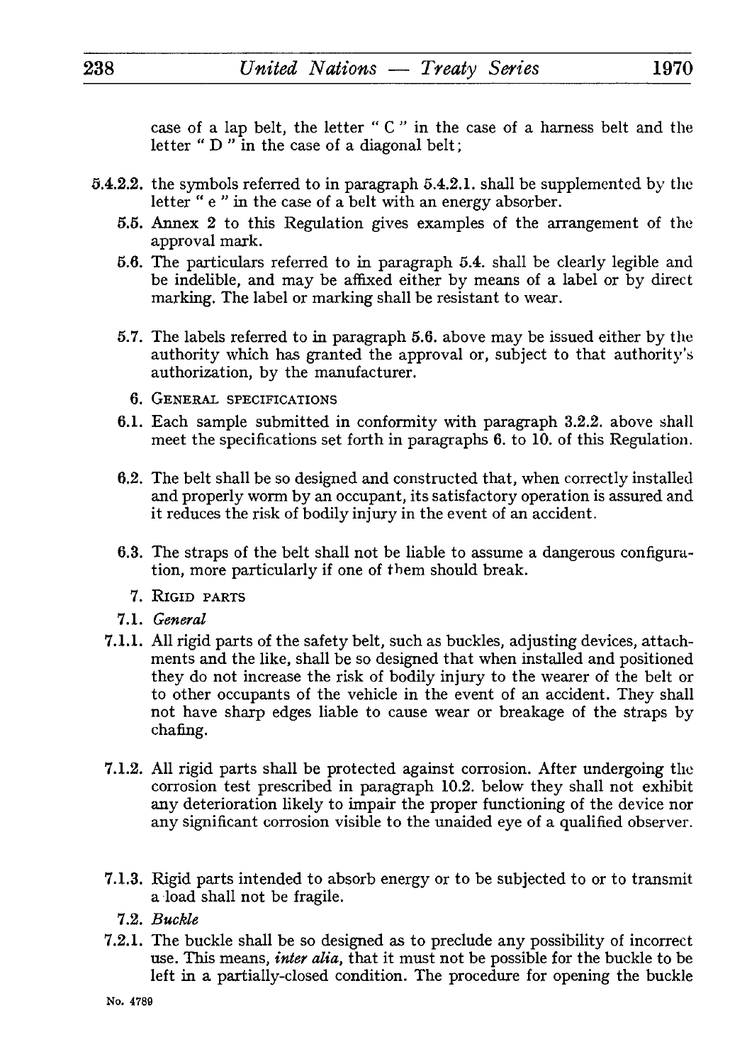case of a lap belt, the letter " C " in the case of a harness belt and the letter " D " in the case of a diagonal belt;

5.4.2.2. the symbols referred to in paragraph 5.4.2.1. shall be supplemented by the letter " e " in the case of a belt with an energy absorber.

5.5. Annex 2 to this Regulation gives examples of the arrangement of the approval mark.

5.6. The particulars referred to in paragraph 5.4. shall be clearly legible and be indelible, and may be affixed either by means of a label or by direct marking. The label or marking shall be resistant to wear.

5.7. The labels referred to in paragraph 5.6. above may be issued either by the authority which has granted the approval or, subject to that authority's authorization, by the manufacturer.

6. GENERAL SPECIFICATIONS

6.1. Each sample submitted in conformity with paragraph 3.2.2. above shall meet the specifications set forth in paragraphs 6. to 10. of this Regulation.

6.2. The belt shall be so designed and constructed that, when correctly installed and properly worm by an occupant, its satisfactory operation is assured and it reduces the risk of bodily injury in the event of an accident.

6.3. The straps of the belt shall not be liable to assume a dangerous configuration, more particularly if one of them should break.

7. RIGID PARTS

7.1. *General*

7.1.1. All rigid parts of the safety belt, such as buckles, adjusting devices, attachments and the like, shall be so designed that when installed and positioned they do not increase the risk of bodily injury to the wearer of the belt or to other occupants of the vehicle in the event of an accident. They shall not have sharp edges liable to cause wear or breakage of the straps by chafing.

7.1.2. All rigid parts shall be protected against corrosion. After undergoing the corrosion test prescribed in paragraph 10.2. below they shall not exhibit any deterioration likely to impair the proper functioning of the device nor any significant corrosion visible to the unaided eye of a qualified observer.

7.1.3. Rigid parts intended to absorb energy or to be subjected to or to transmit a load shall not be fragile.

7.2. *Buckle*

7.2.1. The buckle shall be so designed as to preclude any possibility of incorrect use. This means, ***inter alia***, that it must not be possible for the buckle to be left in a partially-closed condition. The procedure for opening the buckle

No. 4789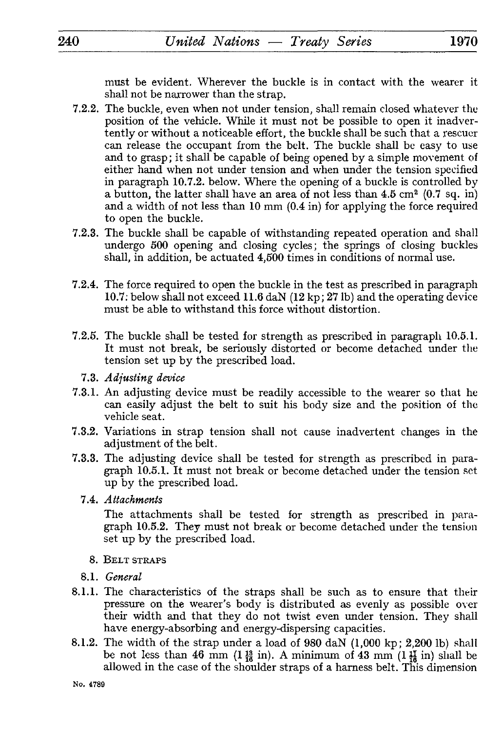must be evident. Wherever the buckle is in contact with the wearer it shall not be narrower than the strap.

7.2.2. The buckle, even when not under tension, shall remain closed whatever the position of the vehicle. While it must not be possible to open it inadvertently or without a noticeable effort, the buckle shall be such that a rescuer can release the occupant from the belt. The buckle shall be easy to use and to grasp; it shall be capable of being opened by a simple movement of either hand when not under tension and when under the tension specified in paragraph 10.7.2. below. Where the opening of a buckle is controlled by a button, the latter shall have an area of not less than 4.5 $cm^2$ (0.7 sq. in) and a width of not less than 10 mm (0.4 in) for applying the force required to open the buckle.

7.2.3. The buckle shall be capable of withstanding repeated operation and shall undergo 500 opening and closing cycles; the springs of closing buckles shall, in addition, be actuated 4,500 times in conditions of normal use.

7.2.4. The force required to open the buckle in the test as prescribed in paragraph 10.7. below shall not exceed 11.6 daN (12 kp; 27 lb) and the operating device must be able to withstand this force without distortion.

7.2.5. The buckle shall be tested for strength as prescribed in paragraph 10.5.1. It must not break, be seriously distorted or become detached under the tension set up by the prescribed load.

7.3. *Adjusting device*

7.3.1. An adjusting device must be readily accessible to the wearer so that he can easily adjust the belt to suit his body size and the position of the vehicle seat.

7.3.2. Variations in strap tension shall not cause inadvertent changes in the adjustment of the belt.

7.3.3. The adjusting device shall be tested for strength as prescribed in paragraph 10.5.1. It must not break or become detached under the tension set up by the prescribed load.

7.4. *Attachments*

The attachments shall be tested for strength as prescribed in paragraph 10.5.2. They must not break or become detached under the tension set up by the prescribed load.

8. BELT STRAPS

8.1. *General*

8.1.1. The characteristics of the straps shall be such as to ensure that their pressure on the wearer's body is distributed as evenly as possible over their width and that they do not twist even under tension. They shall have energy-absorbing and energy-dispersing capacities.

8.1.2. The width of the strap under a load of 980 daN (1,000 kp; 2,200 lb) shall be not less than 46 mm (1 $\frac{13}{16}$ in). A minimum of 43 mm (1 $\frac{11}{16}$ in) shall be allowed in the case of the shoulder straps of a harness belt. This dimension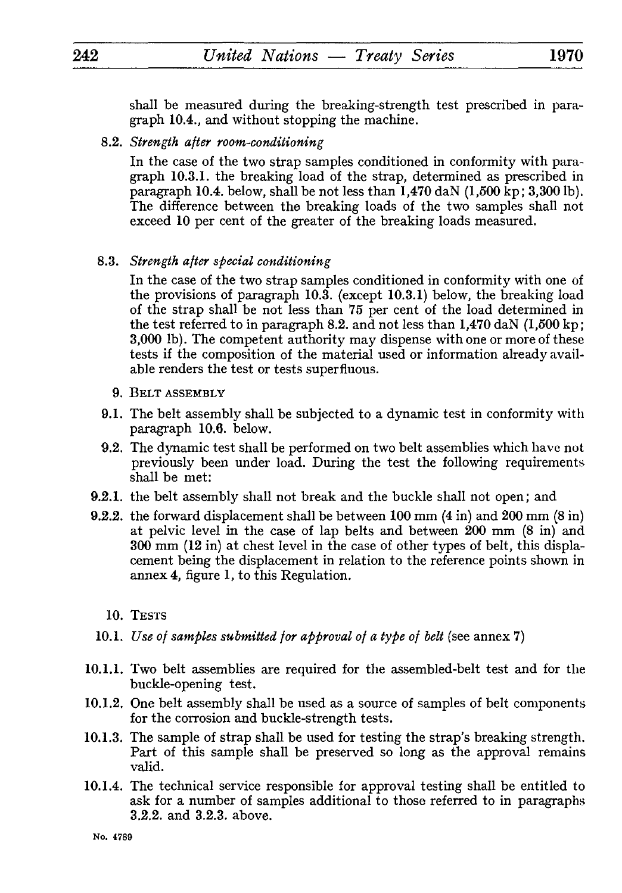shall be measured during the breaking-strength test prescribed in paragraph 10.4., and without stopping the machine.

8.2. *Strength after room-conditioning*

In the case of the two strap samples conditioned in conformity with paragraph 10.3.1. the breaking load of the strap, determined as prescribed in paragraph 10.4. below, shall be not less than 1,470 daN (1,500 kp; 3,300 lb). The difference between the breaking loads of the two samples shall not exceed 10 per cent of the greater of the breaking loads measured.

8.3. *Strength after special conditioning*

In the case of the two strap samples conditioned in conformity with one of the provisions of paragraph 10.3. (except 10.3.1) below, the breaking load of the strap shall be not less than 75 per cent of the load determined in the test referred to in paragraph 8.2. and not less than 1,470 daN (1,500 kp; 3,000 lb). The competent authority may dispense with one or more of these tests if the composition of the material used or information already available renders the test or tests superfluous.

9. BELT ASSEMBLY

9.1. The belt assembly shall be subjected to a dynamic test in conformity with paragraph 10.6. below.

9.2. The dynamic test shall be performed on two belt assemblies which have not previously been under load. During the test the following requirements shall be met:

9.2.1. the belt assembly shall not break and the buckle shall not open; and

9.2.2. the forward displacement shall be between 100 mm (4 in) and 200 mm (8 in) at pelvic level in the case of lap belts and between 200 mm (8 in) and 300 mm (12 in) at chest level in the case of other types of belt, this displacement being the displacement in relation to the reference points shown in annex 4, figure 1, to this Regulation.

10. TESTS

10.1. *Use of samples submitted for approval of a type of belt* (see annex 7)

10.1.1. Two belt assemblies are required for the assembled-belt test and for the buckle-opening test.

10.1.2. One belt assembly shall be used as a source of samples of belt components for the corrosion and buckle-strength tests.

10.1.3. The sample of strap shall be used for testing the strap's breaking strength. Part of this sample shall be preserved so long as the approval remains valid.

10.1.4. The technical service responsible for approval testing shall be entitled to ask for a number of samples additional to those referred to in paragraphs 3.2.2. and 3.2.3. above.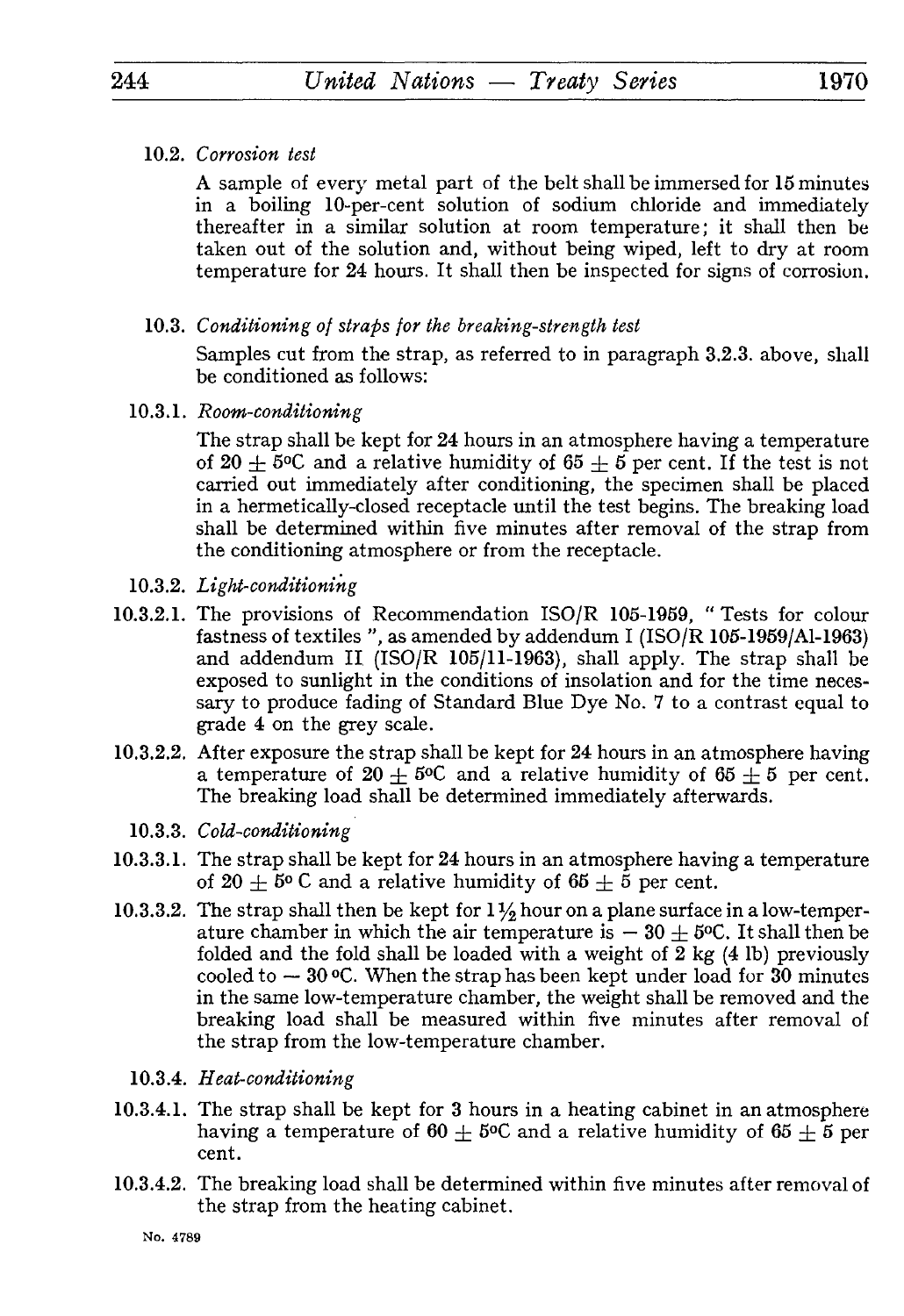10.2. *Corrosion test*

A sample of every metal part of the belt shall be immersed for 15 minutes in a boiling 10-per-cent solution of sodium chloride and immediately thereafter in a similar solution at room temperature; it shall then be taken out of the solution and, without being wiped, left to dry at room temperature for 24 hours. It shall then be inspected for signs of corrosion.

10.3. *Conditioning of straps for the breaking-strength test*

Samples cut from the strap, as referred to in paragraph 3.2.3. above, shall be conditioned as follows:

10.3.1. *Room-conditioning*

The strap shall be kept for 24 hours in an atmosphere having a temperature of 20 ± 5°C and a relative humidity of 65 ± 5 per cent. If the test is not carried out immediately after conditioning, the specimen shall be placed in a hermetically-closed receptacle until the test begins. The breaking load shall be determined within five minutes after removal of the strap from the conditioning atmosphere or from the receptacle.

10.3.2. *Light-conditioning*

10.3.2.1. The provisions of Recommendation ISO/R 105-1959, " Tests for colour fastness of textiles ", as amended by addendum I (ISO/R 105-1959/A1-1963) and addendum II (ISO/R 105/11-1963), shall apply. The strap shall be exposed to sunlight in the conditions of insolation and for the time necessary to produce fading of Standard Blue Dye No. 7 to a contrast equal to grade 4 on the grey scale.

10.3.2.2. After exposure the strap shall be kept for 24 hours in an atmosphere having a temperature of 20 ± 5°C and a relative humidity of 65 ± 5 per cent. The breaking load shall be determined immediately afterwards.

10.3.3. *Cold-conditioning*

10.3.3.1. The strap shall be kept for 24 hours in an atmosphere having a temperature of 20 ± 5° C and a relative humidity of 65 ± 5 per cent.

10.3.3.2. The strap shall then be kept for 1½ hour on a plane surface in a low-temperature chamber in which the air temperature is − 30 ± 5°C. It shall then be folded and the fold shall be loaded with a weight of 2 kg (4 lb) previously cooled to − 30 °C. When the strap has been kept under load for 30 minutes in the same low-temperature chamber, the weight shall be removed and the breaking load shall be measured within five minutes after removal of the strap from the low-temperature chamber.

10.3.4. *Heat-conditioning*

10.3.4.1. The strap shall be kept for 3 hours in a heating cabinet in an atmosphere having a temperature of 60 ± 5°C and a relative humidity of 65 ± 5 per cent.

10.3.4.2. The breaking load shall be determined within five minutes after removal of the strap from the heating cabinet.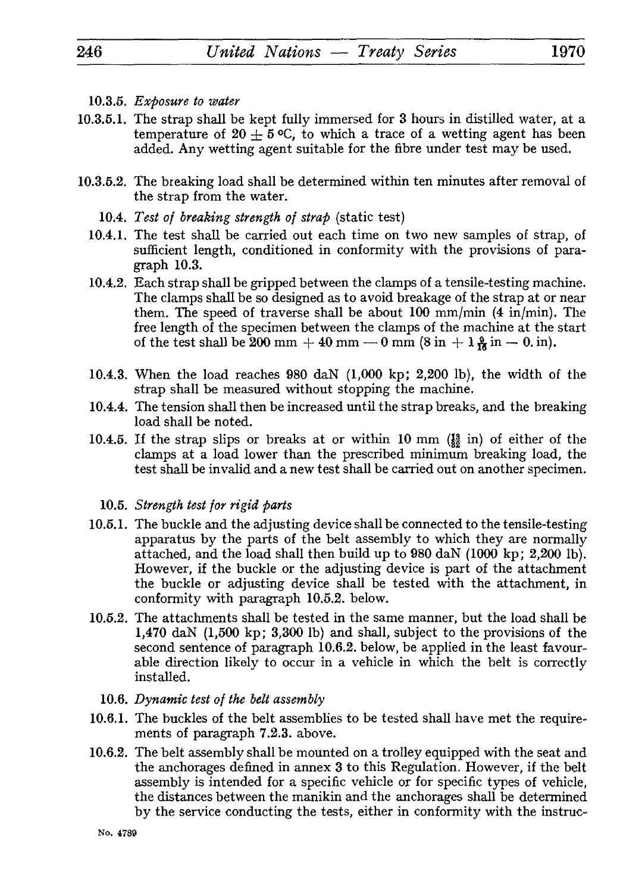10.3.5. *Exposure to water*

10.3.5.1. The strap shall be kept fully immersed for 3 hours in distilled water, at a temperature of $20 \pm 5$ °C, to which a trace of a wetting agent has been added. Any wetting agent suitable for the fibre under test may be used.

10.3.5.2. The breaking load shall be determined within ten minutes after removal of the strap from the water.

10.4. *Test of breaking strength of strap* (static test)

10.4.1. The test shall be carried out each time on two new samples of strap, of sufficient length, conditioned in conformity with the provisions of paragraph 10.3.

10.4.2. Each strap shall be gripped between the clamps of a tensile-testing machine. The clamps shall be so designed as to avoid breakage of the strap at or near them. The speed of traverse shall be about 100 mm/min (4 in/min). The free length of the specimen between the clamps of the machine at the start of the test shall be 200 mm + 40 mm — 0 mm (8 in + $1\frac{9}{16}$ in — 0. in).

10.4.3. When the load reaches 980 daN (1,000 kp; 2,200 lb), the width of the strap shall be measured without stopping the machine.

10.4.4. The tension shall then be increased until the strap breaks, and the breaking load shall be noted.

10.4.5. If the strap slips or breaks at or within 10 mm ($\frac{13}{32}$ in) of either of the clamps at a load lower than the prescribed minimum breaking load, the test shall be invalid and a new test shall be carried out on another specimen.

10.5. *Strength test for rigid parts*

10.5.1. The buckle and the adjusting device shall be connected to the tensile-testing apparatus by the parts of the belt assembly to which they are normally attached, and the load shall then build up to 980 daN (1000 kp; 2,200 lb). However, if the buckle or the adjusting device is part of the attachment the buckle or adjusting device shall be tested with the attachment, in conformity with paragraph 10.5.2. below.

10.5.2. The attachments shall be tested in the same manner, but the load shall be 1,470 daN (1,500 kp; 3,300 lb) and shall, subject to the provisions of the second sentence of paragraph 10.6.2. below, be applied in the least favourable direction likely to occur in a vehicle in which the belt is correctly installed.

10.6. *Dynamic test of the belt assembly*

10.6.1. The buckles of the belt assemblies to be tested shall have met the requirements of paragraph 7.2.3. above.

10.6.2. The belt assembly shall be mounted on a trolley equipped with the seat and the anchorages defined in annex 3 to this Regulation. However, if the belt assembly is intended for a specific vehicle or for specific types of vehicle, the distances between the manikin and the anchorages shall be determined by the service conducting the tests, either in conformity with the instruc-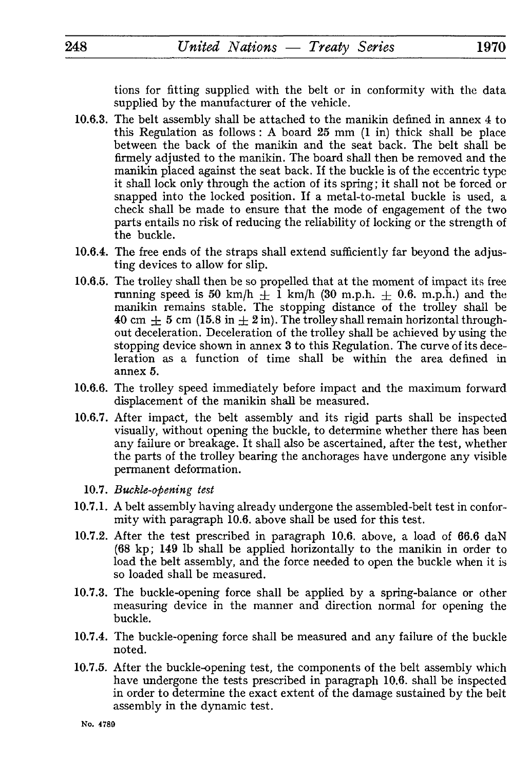tions for fitting supplied with the belt or in conformity with the data supplied by the manufacturer of the vehicle.

10.6.3. The belt assembly shall be attached to the manikin defined in annex 4 to this Regulation as follows : A board 25 mm (1 in) thick shall be place between the back of the manikin and the seat back. The belt shall be firmely adjusted to the manikin. The board shall then be removed and the manikin placed against the seat back. If the buckle is of the eccentric type it shall lock only through the action of its spring; it shall not be forced or snapped into the locked position. If a metal-to-metal buckle is used, a check shall be made to ensure that the mode of engagement of the two parts entails no risk of reducing the reliability of locking or the strength of the buckle.

10.6.4. The free ends of the straps shall extend sufficiently far beyond the adjusting devices to allow for slip.

10.6.5. The trolley shall then be so propelled that at the moment of impact its free running speed is 50 km/h $\pm$ 1 km/h (30 m.p.h. $\pm$ 0.6. m.p.h.) and the manikin remains stable. The stopping distance of the trolley shall be 40 cm $\pm$ 5 cm (15.8 in $\pm$ 2 in). The trolley shall remain horizontal throughout deceleration. Deceleration of the trolley shall be achieved by using the stopping device shown in annex 3 to this Regulation. The curve of its deceleration as a function of time shall be within the area defined in annex 5.

10.6.6. The trolley speed immediately before impact and the maximum forward displacement of the manikin shall be measured.

10.6.7. After impact, the belt assembly and its rigid parts shall be inspected visually, without opening the buckle, to determine whether there has been any failure or breakage. It shall also be ascertained, after the test, whether the parts of the trolley bearing the anchorages have undergone any visible permanent deformation.

10.7. *Buckle-opening test*

10.7.1. A belt assembly having already undergone the assembled-belt test in conformity with paragraph 10.6. above shall be used for this test.

10.7.2. After the test prescribed in paragraph 10.6. above, a load of 66.6 daN (68 kp; 149 lb shall be applied horizontally to the manikin in order to load the belt assembly, and the force needed to open the buckle when it is so loaded shall be measured.

10.7.3. The buckle-opening force shall be applied by a spring-balance or other measuring device in the manner and direction normal for opening the buckle.

10.7.4. The buckle-opening force shall be measured and any failure of the buckle noted.

10.7.5. After the buckle-opening test, the components of the belt assembly which have undergone the tests prescribed in paragraph 10.6. shall be inspected in order to determine the exact extent of the damage sustained by the belt assembly in the dynamic test.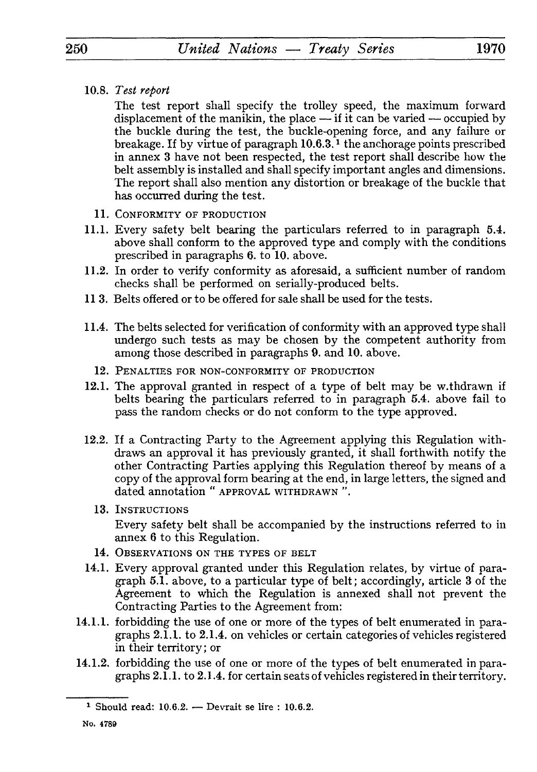10.8. *Test report*

The test report shall specify the trolley speed, the maximum forward displacement of the manikin, the place — if it can be varied — occupied by the buckle during the test, the buckle-opening force, and any failure or breakage. If by virtue of paragraph 10.6.3.[1] the anchorage points prescribed in annex 3 have not been respected, the test report shall describe how the belt assembly is installed and shall specify important angles and dimensions. The report shall also mention any distortion or breakage of the buckle that has occurred during the test.

11. CONFORMITY OF PRODUCTION

11.1. Every safety belt bearing the particulars referred to in paragraph 5.4. above shall conform to the approved type and comply with the conditions prescribed in paragraphs 6. to 10. above.

11.2. In order to verify conformity as aforesaid, a sufficient number of random checks shall be performed on serially-produced belts.

11 3. Belts offered or to be offered for sale shall be used for the tests.

11.4. The belts selected for verification of conformity with an approved type shall undergo such tests as may be chosen by the competent authority from among those described in paragraphs 9. and 10. above.

12. PENALTIES FOR NON-CONFORMITY OF PRODUCTION

12.1. The approval granted in respect of a type of belt may be w.thdrawn if belts bearing the particulars referred to in paragraph 5.4. above fail to pass the random checks or do not conform to the type approved.

12.2. If a Contracting Party to the Agreement applying this Regulation withdraws an approval it has previously granted, it shall forthwith notify the other Contracting Parties applying this Regulation thereof by means of a copy of the approval form bearing at the end, in large letters, the signed and dated annotation " APPROVAL WITHDRAWN ".

13. INSTRUCTIONS

Every safety belt shall be accompanied by the instructions referred to in annex 6 to this Regulation.

14. OBSERVATIONS ON THE TYPES OF BELT

14.1. Every approval granted under this Regulation relates, by virtue of paragraph 5.1. above, to a particular type of belt; accordingly, article 3 of the Agreement to which the Regulation is annexed shall not prevent the Contracting Parties to the Agreement from:

14.1.1. forbidding the use of one or more of the types of belt enumerated in paragraphs 2.1.1. to 2.1.4. on vehicles or certain categories of vehicles registered in their territory; or

14.1.2. forbidding the use of one or more of the types of belt enumerated in paragraphs 2.1.1. to 2.1.4. for certain seats of vehicles registered in their territory.

---

[1] Should read: 10.6.2. — Devrait se lire : 10.6.2.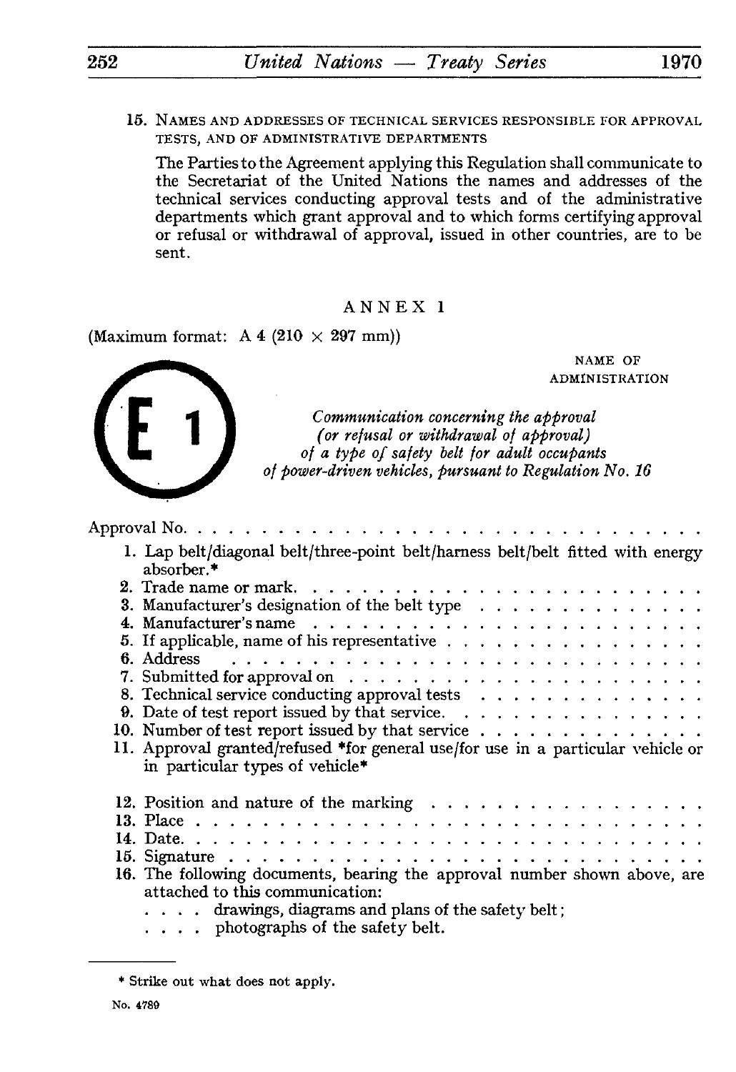15. NAMES AND ADDRESSES OF TECHNICAL SERVICES RESPONSIBLE FOR APPROVAL TESTS, AND OF ADMINISTRATIVE DEPARTMENTS

The Parties to the Agreement applying this Regulation shall communicate to the Secretariat of the United Nations the names and addresses of the technical services conducting approval tests and of the administrative departments which grant approval and to which forms certifying approval or refusal or withdrawal of approval, issued in other countries, are to be sent.

## ANNEX 1

(Maximum format: A 4 (210 × 297 mm))

NAME OF ADMINISTRATION

E 1

*Communication concerning the approval (or refusal or withdrawal of approval) of a type of safety belt for adult occupants of power-driven vehicles, pursuant to Regulation No. 16*

Approval No. . . . . . . . . . . . . . . . . . . . . . . . . . . . . . .

1. Lap belt/diagonal belt/three-point belt/harness belt/belt fitted with energy absorber.*
2. Trade name or mark. . . . . . . . . . . . . . . . . . . . . . . .
3. Manufacturer's designation of the belt type . . . . . . . . . . . . . . .
4. Manufacturer's name . . . . . . . . . . . . . . . . . . . . . . .
5. If applicable, name of his representative . . . . . . . . . . . . . . . .
6. Address . . . . . . . . . . . . . . . . . . . . . . . . . . .
7. Submitted for approval on . . . . . . . . . . . . . . . . . . . . .
8. Technical service conducting approval tests . . . . . . . . . . . . . . .
9. Date of test report issued by that service. . . . . . . . . . . . . . . .
10. Number of test report issued by that service . . . . . . . . . . . . . .
11. Approval granted/refused *for general use/for use in a particular vehicle or in particular types of vehicle*
12. Position and nature of the marking . . . . . . . . . . . . . . . . .
13. Place . . . . . . . . . . . . . . . . . . . . . . . . . . . .
14. Date. . . . . . . . . . . . . . . . . . . . . . . . . . . . .
15. Signature . . . . . . . . . . . . . . . . . . . . . . . . . .
16. The following documents, bearing the approval number shown above, are attached to this communication:
    . . . . drawings, diagrams and plans of the safety belt;
    . . . . photographs of the safety belt.

---

* Strike out what does not apply.

No. 4789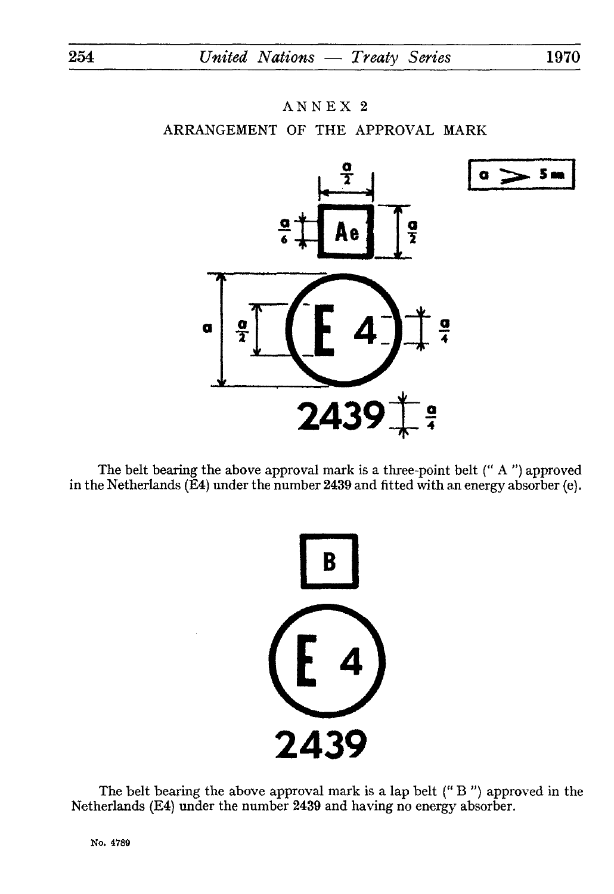## ANNEX 2

## ARRANGEMENT OF THE APPROVAL MARK

$a \geqslant 5$ mm

Ae

E 4

2439

The belt bearing the above approval mark is a three-point belt (" A ") approved in the Netherlands (E4) under the number 2439 and fitted with an energy absorber (e).

B

E 4

2439

The belt bearing the above approval mark is a lap belt (" B ") approved in the Netherlands (E4) under the number 2439 and having no energy absorber.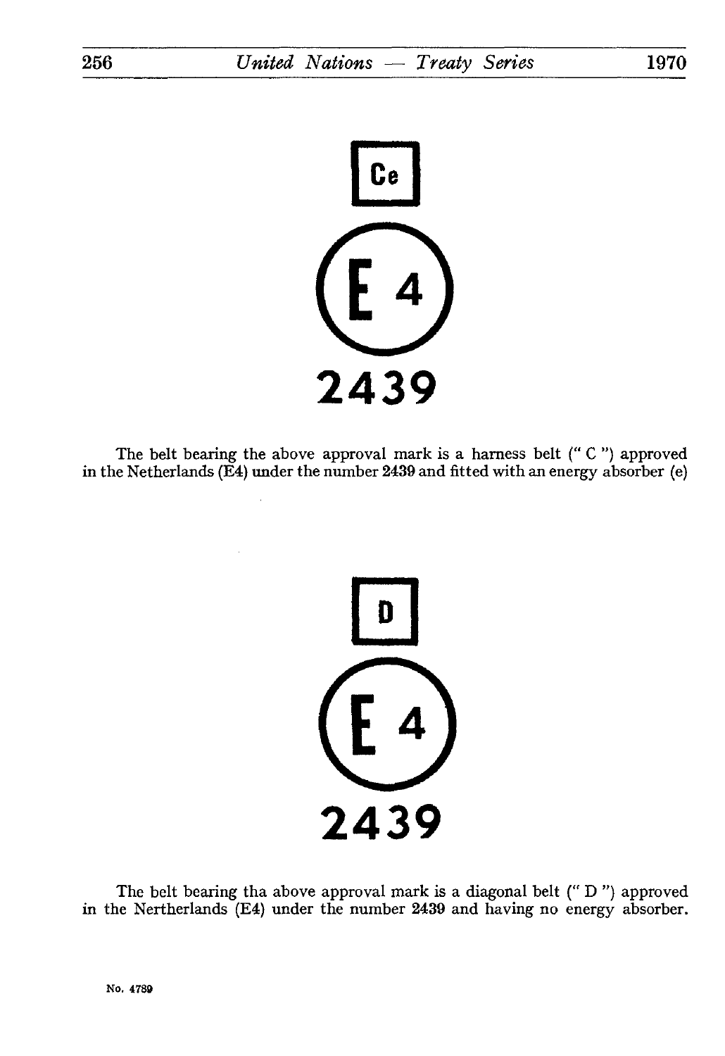Ce

E 4

2439

The belt bearing the above approval mark is a harness belt (" C ") approved in the Netherlands (E4) under the number 2439 and fitted with an energy absorber (e)

D

E 4

2439

The belt bearing tha above approval mark is a diagonal belt (" D ") approved in the Nertherlands (E4) under the number 2439 and having no energy absorber.

No. 4789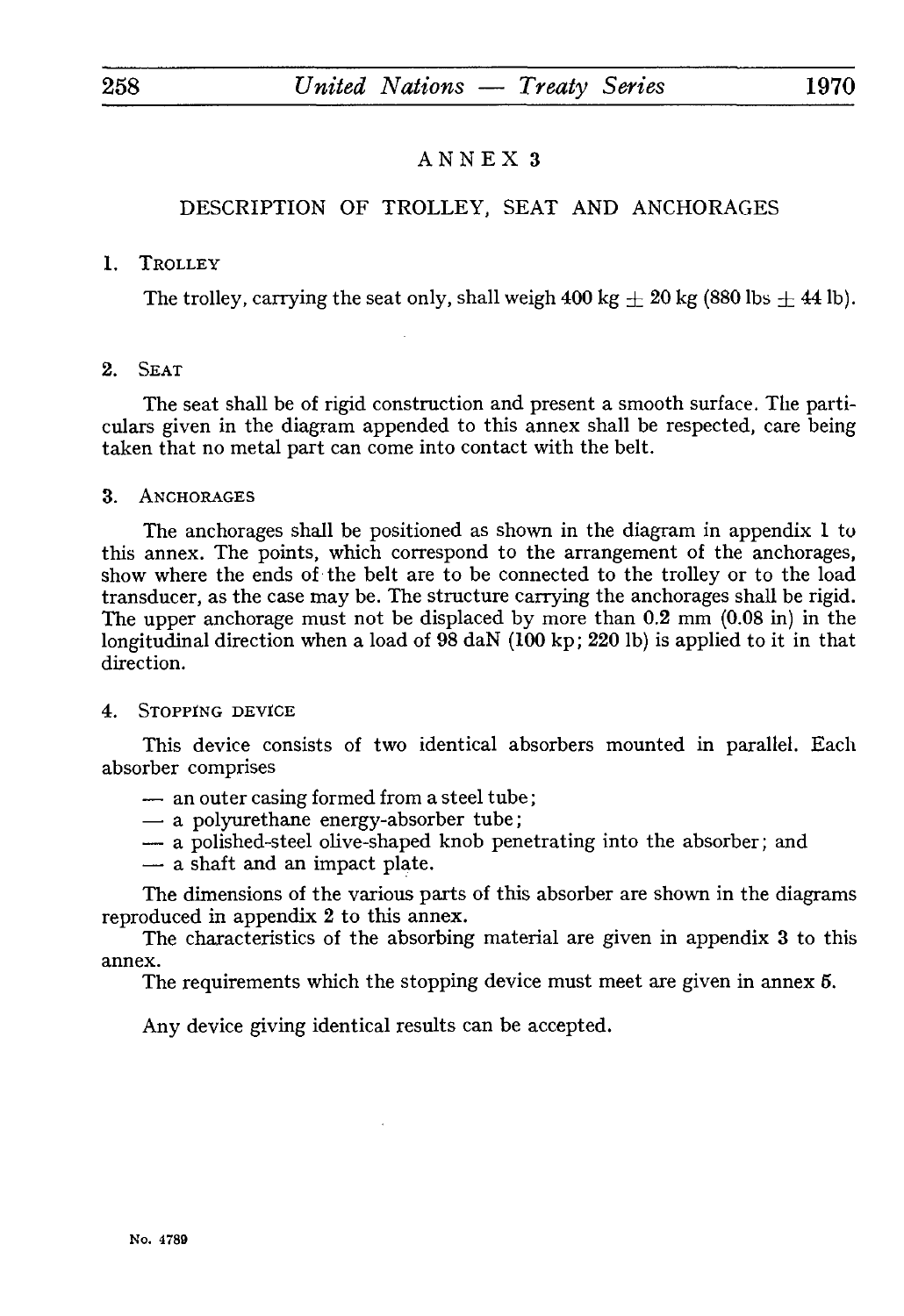# ANNEX 3

## DESCRIPTION OF TROLLEY, SEAT AND ANCHORAGES

### 1. Trolley

The trolley, carrying the seat only, shall weigh 400 kg $\pm$ 20 kg (880 lbs $\pm$ 44 lb).

### 2. Seat

The seat shall be of rigid construction and present a smooth surface. The particulars given in the diagram appended to this annex shall be respected, care being taken that no metal part can come into contact with the belt.

### 3. Anchorages

The anchorages shall be positioned as shown in the diagram in appendix 1 to this annex. The points, which correspond to the arrangement of the anchorages, show where the ends of the belt are to be connected to the trolley or to the load transducer, as the case may be. The structure carrying the anchorages shall be rigid. The upper anchorage must not be displaced by more than 0.2 mm (0.08 in) in the longitudinal direction when a load of 98 daN (100 kp; 220 lb) is applied to it in that direction.

### 4. Stopping device

This device consists of two identical absorbers mounted in parallel. Each absorber comprises

— an outer casing formed from a steel tube;
— a polyurethane energy-absorber tube;
— a polished-steel olive-shaped knob penetrating into the absorber; and
— a shaft and an impact plate.

The dimensions of the various parts of this absorber are shown in the diagrams reproduced in appendix 2 to this annex.

The characteristics of the absorbing material are given in appendix 3 to this annex.

The requirements which the stopping device must meet are given in annex 5.

Any device giving identical results can be accepted.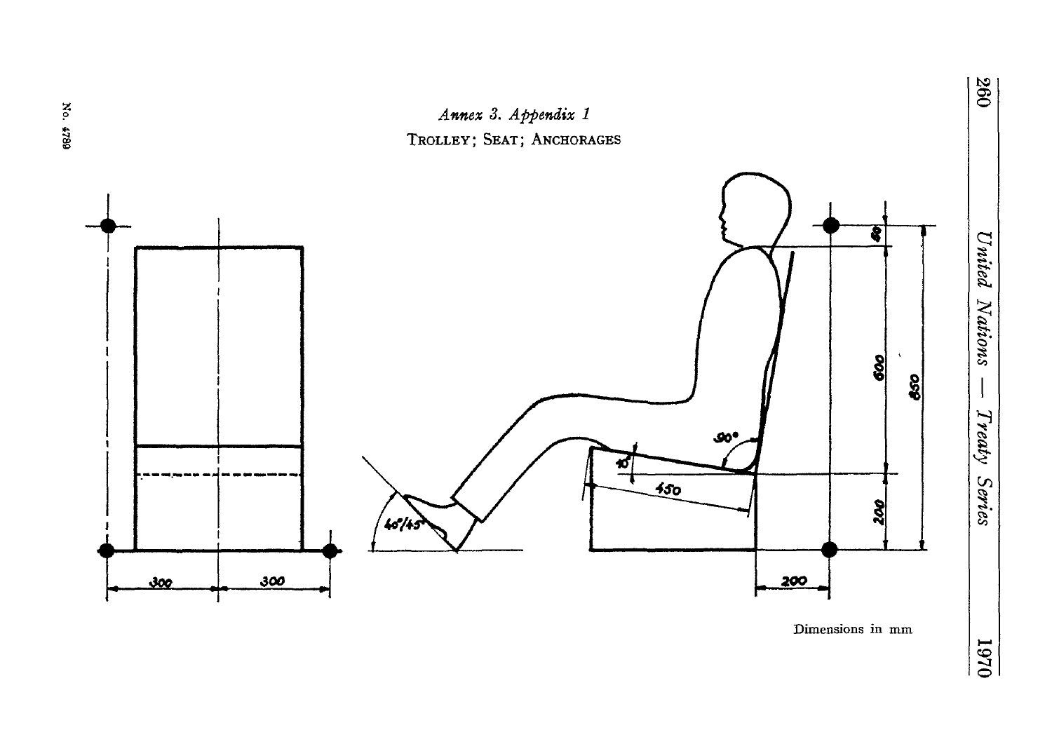*Annex 3. Appendix 1*

TROLLEY; SEAT; ANCHORAGES

Dimensions in mm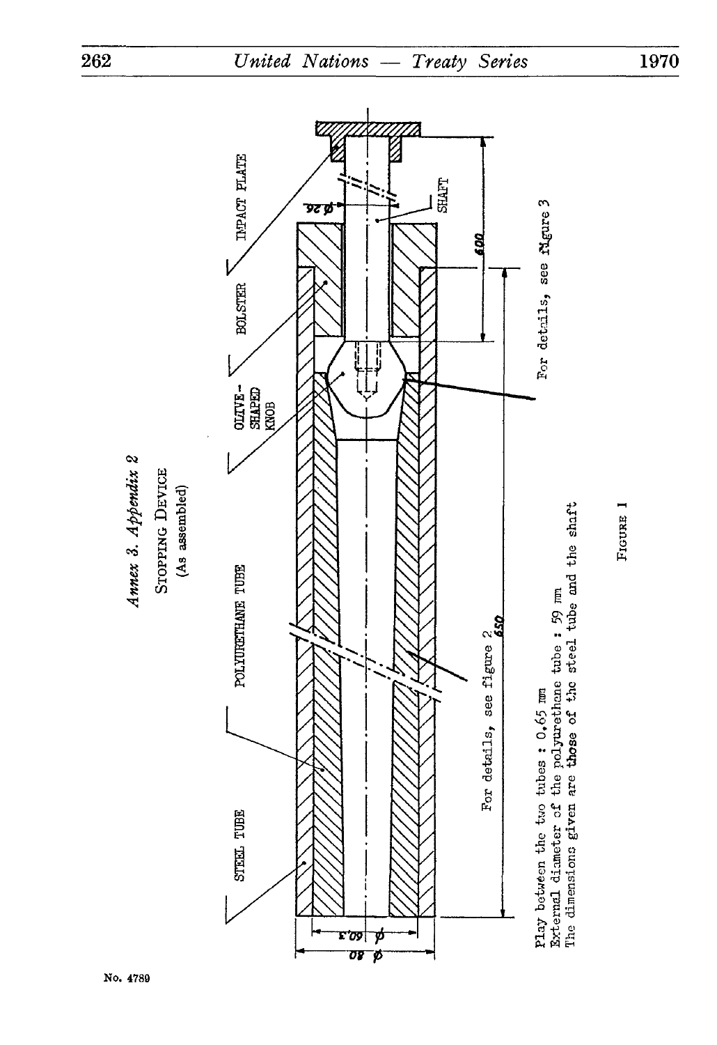*Annex 3. Appendix 2*

STOPPING DEVICE

(As assembled)

IMPACT PLATE

BOLSTER

OLIVE-SHAPED KNOB

POLYURETHANE TUBE

STEEL TUBE

SHAFT

φ 26

600

650

φ 60.3

φ 80

For details, see figure 3

For details, see figure 2

Play between the two tubes : 0.65 mm

External diameter of the polyurethane tube : 59 mm

The dimensions given are those of the steel tube and the shaft

FIGURE 1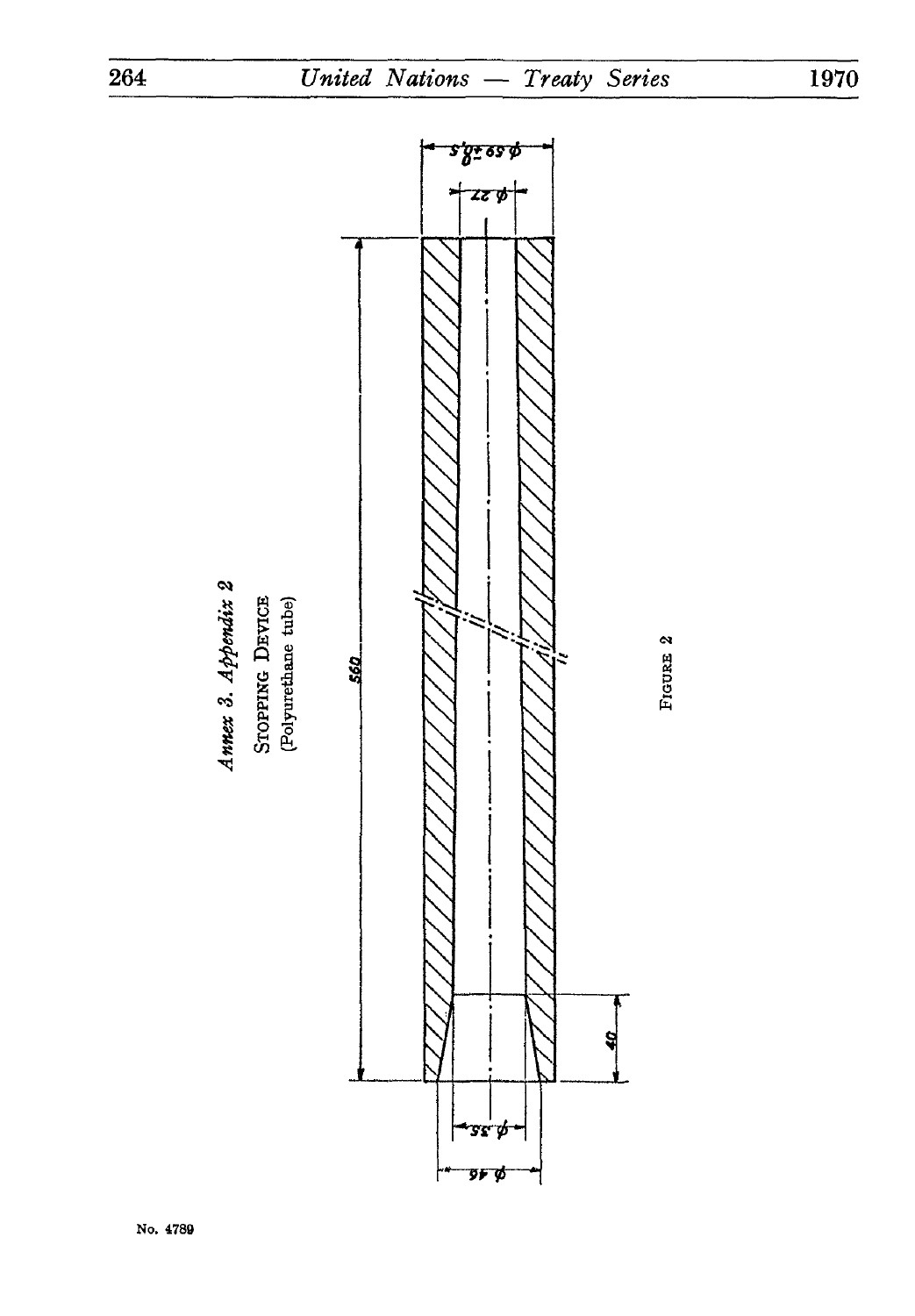*Annex 3. Appendix 2*

STOPPING DEVICE
(Polyurethane tube)

ϕ 59 $^{+0.5}_{-0}$

ϕ 27

560

40

ϕ 35

ϕ 46

FIGURE 2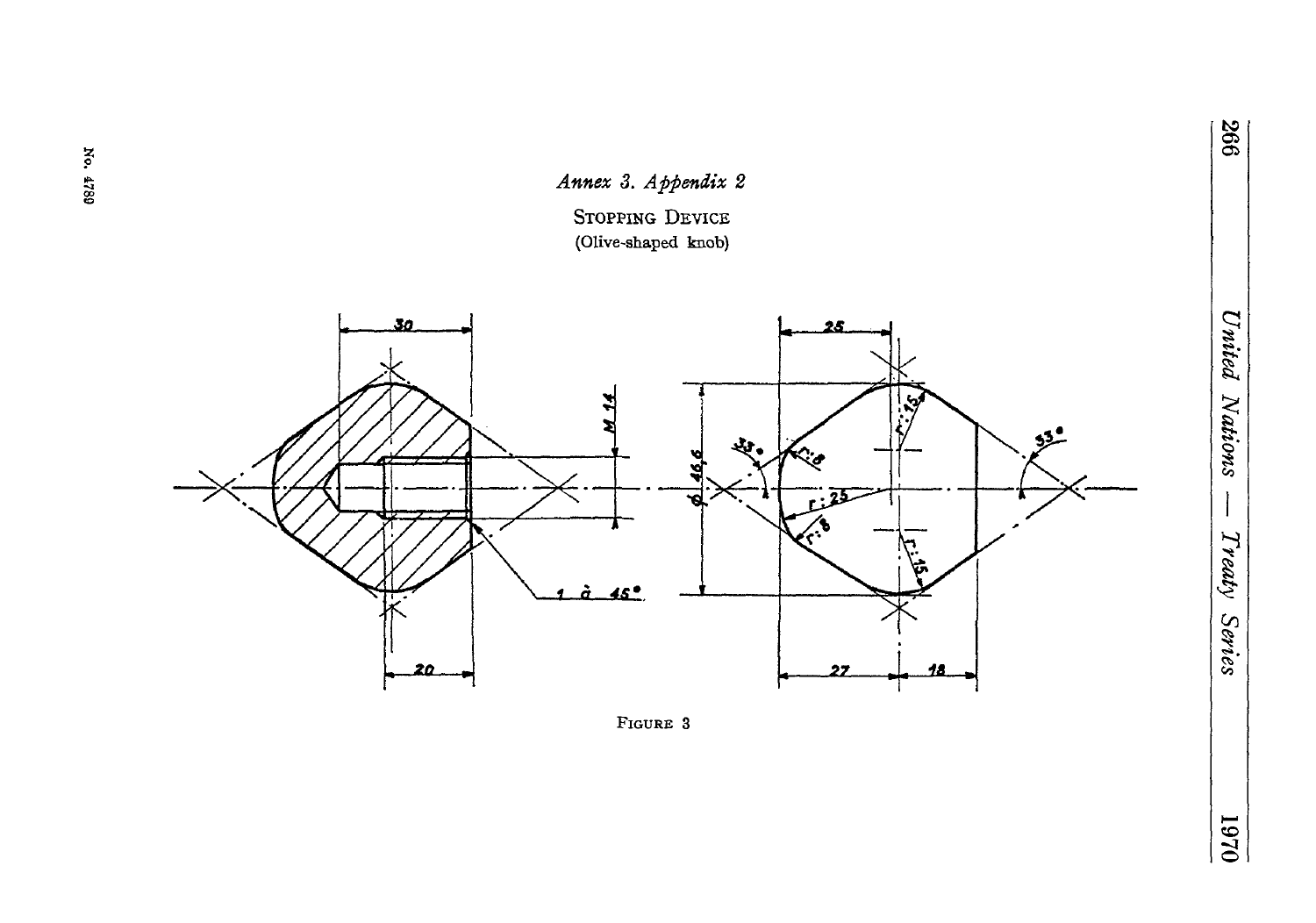*Annex 3. Appendix 2*

STOPPING DEVICE
(Olive-shaped knob)

FIGURE 3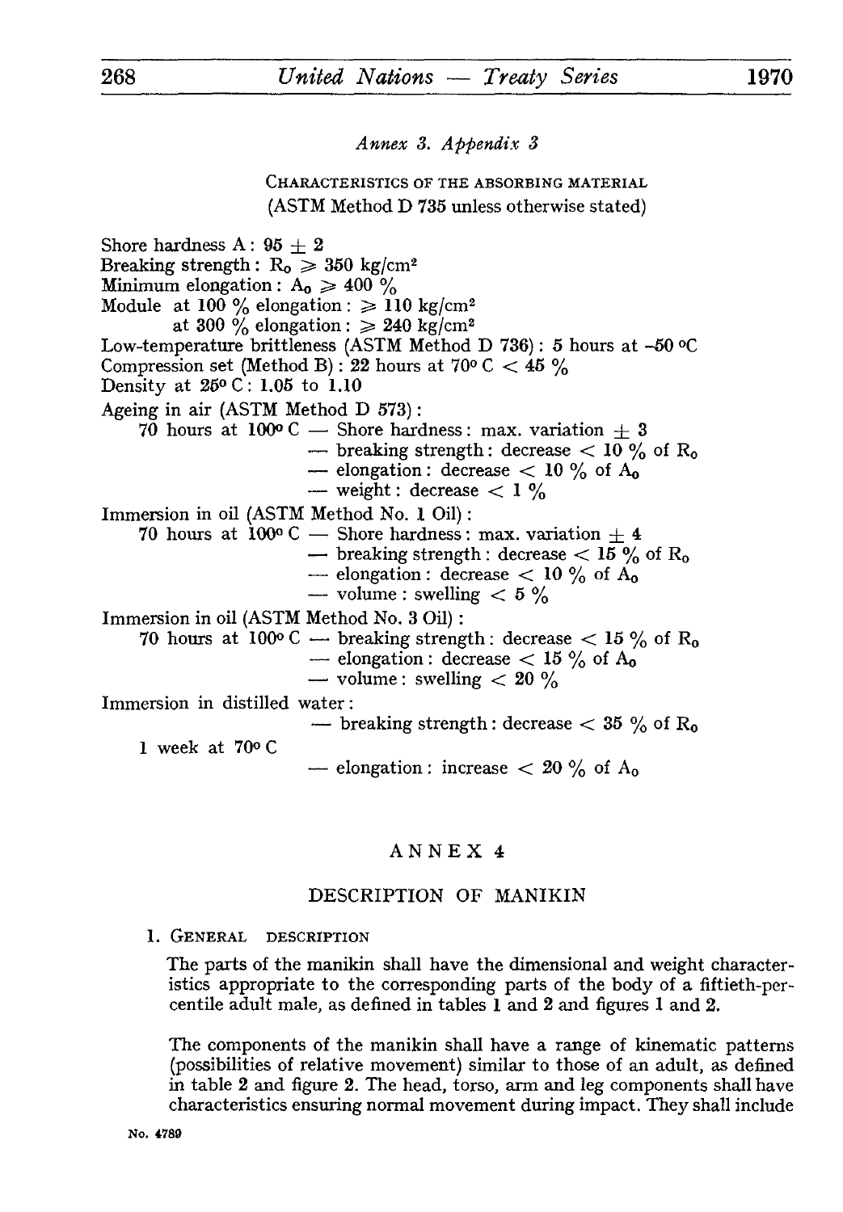*Annex 3. Appendix 3*

CHARACTERISTICS OF THE ABSORBING MATERIAL
(ASTM Method D 735 unless otherwise stated)

Shore hardness A: $95 \pm 2$
Breaking strength: $R_o \geqslant 350$ kg/cm$^2$
Minimum elongation: $A_o \geqslant 400$ %
Module at 100 % elongation: $\geqslant 110$ kg/cm$^2$
at 300 % elongation: $\geqslant 240$ kg/cm$^2$
Low-temperature brittleness (ASTM Method D 736): 5 hours at -50 °C
Compression set (Method B): 22 hours at 70° C $< 45$ %
Density at 25° C: 1.05 to 1.10
Ageing in air (ASTM Method D 573):
70 hours at 100° C — Shore hardness: max. variation $\pm 3$
— breaking strength: decrease $< 10$ % of $R_o$
— elongation: decrease $< 10$ % of $A_o$
— weight: decrease $< 1$ %
Immersion in oil (ASTM Method No. 1 Oil):
70 hours at 100° C — Shore hardness: max. variation $\pm 4$
— breaking strength: decrease $< 15$ % of $R_o$
— elongation: decrease $< 10$ % of $A_o$
— volume: swelling $< 5$ %
Immersion in oil (ASTM Method No. 3 Oil):
70 hours at 100° C — breaking strength: decrease $< 15$ % of $R_o$
— elongation: decrease $< 15$ % of $A_o$
— volume: swelling $< 20$ %
Immersion in distilled water:
1 week at 70° C — breaking strength: decrease $< 35$ % of $R_o$
— elongation: increase $< 20$ % of $A_o$

# ANNEX 4

## DESCRIPTION OF MANIKIN

### 1. GENERAL DESCRIPTION

The parts of the manikin shall have the dimensional and weight characteristics appropriate to the corresponding parts of the body of a fiftieth-percentile adult male, as defined in tables 1 and 2 and figures 1 and 2.

The components of the manikin shall have a range of kinematic patterns (possibilities of relative movement) similar to those of an adult, as defined in table 2 and figure 2. The head, torso, arm and leg components shall have characteristics ensuring normal movement during impact. They shall include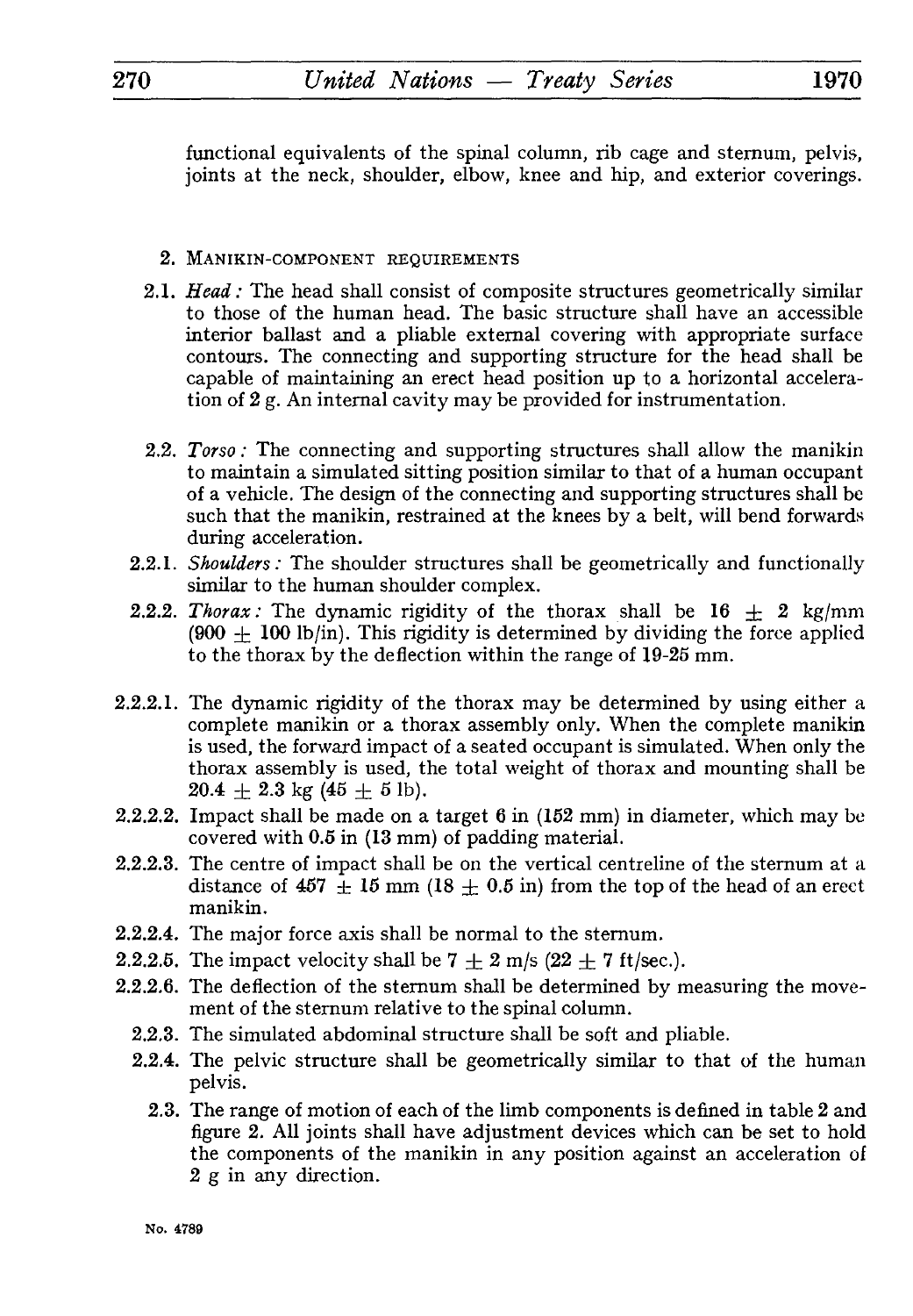functional equivalents of the spinal column, rib cage and sternum, pelvis, joints at the neck, shoulder, elbow, knee and hip, and exterior coverings.

2. MANIKIN-COMPONENT REQUIREMENTS

2.1. *Head :* The head shall consist of composite structures geometrically similar to those of the human head. The basic structure shall have an accessible interior ballast and a pliable external covering with appropriate surface contours. The connecting and supporting structure for the head shall be capable of maintaining an erect head position up to a horizontal acceleration of 2 g. An internal cavity may be provided for instrumentation.

2.2. *Torso :* The connecting and supporting structures shall allow the manikin to maintain a simulated sitting position similar to that of a human occupant of a vehicle. The design of the connecting and supporting structures shall be such that the manikin, restrained at the knees by a belt, will bend forwards during acceleration.

2.2.1. *Shoulders :* The shoulder structures shall be geometrically and functionally similar to the human shoulder complex.

2.2.2. *Thorax :* The dynamic rigidity of the thorax shall be 16 $\pm$ 2 kg/mm (900 $\pm$ 100 lb/in). This rigidity is determined by dividing the force applied to the thorax by the deflection within the range of 19-25 mm.

2.2.2.1. The dynamic rigidity of the thorax may be determined by using either a complete manikin or a thorax assembly only. When the complete manikin is used, the forward impact of a seated occupant is simulated. When only the thorax assembly is used, the total weight of thorax and mounting shall be 20.4 $\pm$ 2.3 kg (45 $\pm$ 5 lb).

2.2.2.2. Impact shall be made on a target 6 in (152 mm) in diameter, which may be covered with 0.5 in (13 mm) of padding material.

2.2.2.3. The centre of impact shall be on the vertical centreline of the sternum at a distance of 457 $\pm$ 15 mm (18 $\pm$ 0.5 in) from the top of the head of an erect manikin.

2.2.2.4. The major force axis shall be normal to the sternum.

2.2.2.5. The impact velocity shall be 7 $\pm$ 2 m/s (22 $\pm$ 7 ft/sec.).

2.2.2.6. The deflection of the sternum shall be determined by measuring the movement of the sternum relative to the spinal column.

2.2.3. The simulated abdominal structure shall be soft and pliable.

2.2.4. The pelvic structure shall be geometrically similar to that of the human pelvis.

2.3. The range of motion of each of the limb components is defined in table 2 and figure 2. All joints shall have adjustment devices which can be set to hold the components of the manikin in any position against an acceleration of 2 g in any direction.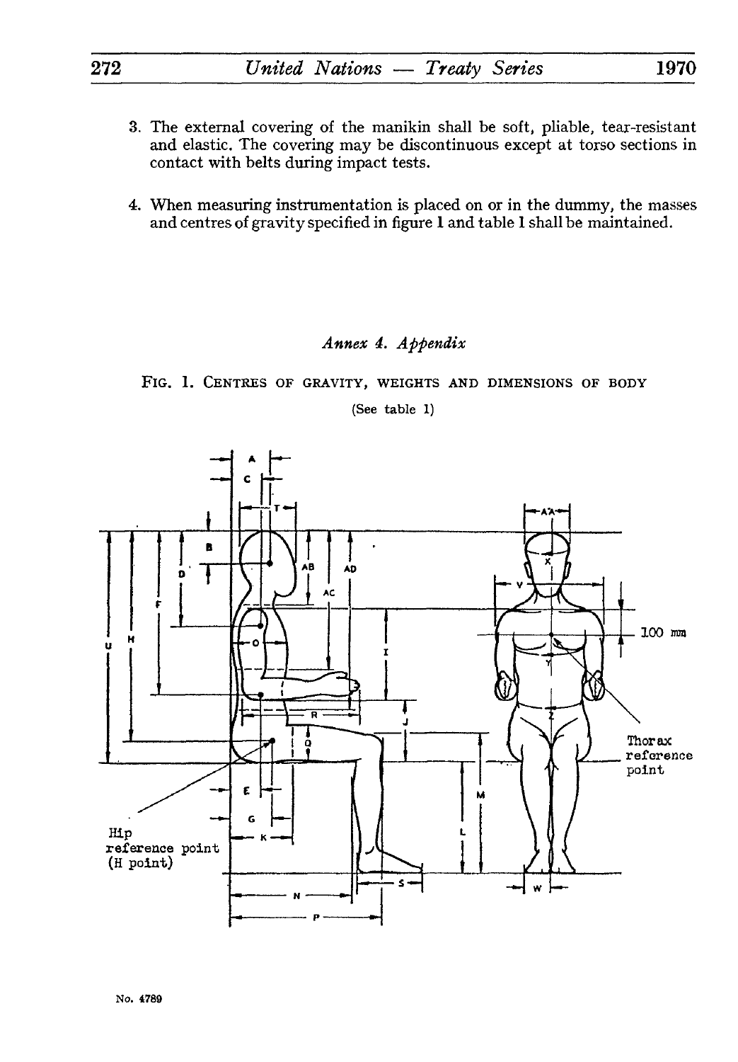3. The external covering of the manikin shall be soft, pliable, tear-resistant and elastic. The covering may be discontinuous except at torso sections in contact with belts during impact tests.

4. When measuring instrumentation is placed on or in the dummy, the masses and centres of gravity specified in figure 1 and table 1 shall be maintained.

## *Annex 4. Appendix*

FIG. 1. CENTRES OF GRAVITY, WEIGHTS AND DIMENSIONS OF BODY

(See table 1)

A C T B D' F U H AB AD AC I O R J Q E G K M L N P S AA X V Y Z W 100 mm

Thorax reference point

Hip reference point (H point)

No. 4789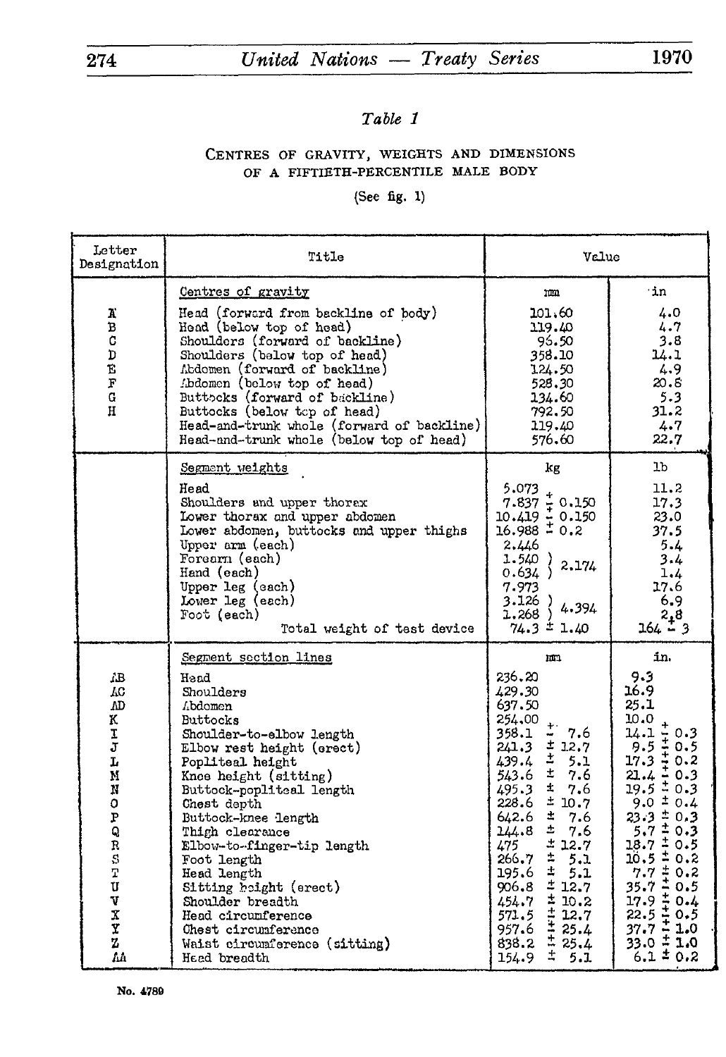*Table 1*

CENTRES OF GRAVITY, WEIGHTS AND DIMENSIONS OF A FIFTIETH-PERCENTILE MALE BODY

(See fig. 1)

| Letter Designation | Title | Value | |
|---|---|---|---|
| | Centres of gravity | mm | in |
| A | Head (forward from backline of body) | 101.60 | 4.0 |
| B | Head (below top of head) | 119.40 | 4.7 |
| C | Shoulders (forward of backline) | 96.50 | 3.8 |
| D | Shoulders (below top of head) | 358.10 | 14.1 |
| E | Abdomen (forward of backline) | 124.50 | 4.9 |
| F | Abdomen (below top of head) | 528.30 | 20.8 |
| G | Buttocks (forward of backline) | 134.60 | 5.3 |
| H | Buttocks (below top of head) | 792.50 | 31.2 |
| | Head-and-trunk whole (forward of backline) | 119.40 | 4.7 |
| | Head-and-trunk whole (below top of head) | 576.60 | 22.7 |
| | Segment weights | kg | lb |
| | Head | 5.073 | 11.2 |
| | Shoulders and upper thorax | 7.837 ± 0.150 | 17.3 |
| | Lower thorax and upper abdomen | 10.419 ± 0.150 | 23.0 |
| | Lower abdomen, buttocks and upper thighs | 16.988 ± 0.2 | 37.5 |
| | Upper arm (each) | 2.446 | 5.4 |
| | Forearm (each) | 1.540 } 2.174 | 3.4 |
| | Hand (each) | 0.634 } | 1.4 |
| | Upper leg (each) | 7.973 | 17.6 |
| | Lower leg (each) | 3.126 } 4.394 | 6.9 |
| | Foot (each) | 1.268 } | 2.8 |
| | Total weight of test device | 74.3 ± 1.40 | 164 ± 3 |
| | Segment section lines | mm | in. |
| AB | Head | 236.20 | 9.3 |
| AC | Shoulders | 429.30 | 16.9 |
| AD | Abdomen | 637.50 | 25.1 |
| K | Buttocks | 254.00 | 10.0 |
| I | Shoulder-to-elbow length | 358.1 ± 7.6 | 14.1 ± 0.3 |
| J | Elbow rest height (erect) | 241.3 ± 12.7 | 9.5 ± 0.5 |
| L | Popliteal height | 439.4 ± 5.1 | 17.3 ± 0.2 |
| M | Knee height (sitting) | 543.6 ± 7.6 | 21.4 ± 0.3 |
| N | Buttock-popliteal length | 495.3 ± 7.6 | 19.5 ± 0.3 |
| O | Chest depth | 228.6 ± 10.7 | 9.0 ± 0.4 |
| P | Buttock-knee length | 642.6 ± 7.6 | 23.3 ± 0.3 |
| Q | Thigh clearance | 144.8 ± 7.6 | 5.7 ± 0.3 |
| R | Elbow-to-finger-tip length | 475 ± 12.7 | 18.7 ± 0.5 |
| S | Foot length | 266.7 ± 5.1 | 10.5 ± 0.2 |
| T | Head length | 195.6 ± 5.1 | 7.7 ± 0.2 |
| U | Sitting height (erect) | 906.8 ± 12.7 | 35.7 ± 0.5 |
| V | Shoulder breadth | 454.7 ± 10.2 | 17.9 ± 0.4 |
| X | Head circumference | 571.5 ± 12.7 | 22.5 ± 0.5 |
| Y | Chest circumference | 957.6 ± 25.4 | 37.7 ± 1.0 |
| Z | Waist circumference (sitting) | 838.2 ± 25.4 | 33.0 ± 1.0 |
| AA | Head breadth | 154.9 ± 5.1 | 6.1 ± 0.2 |

No. 4789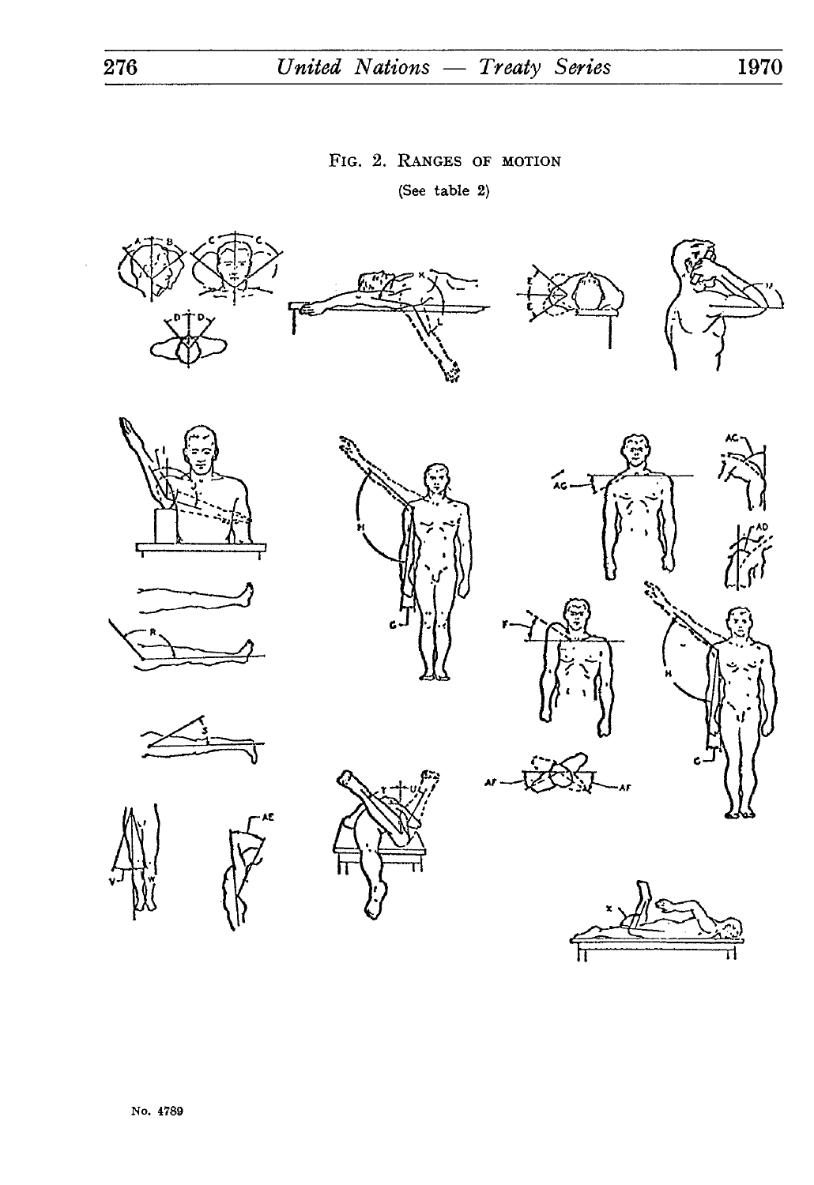FIG. 2. RANGES OF MOTION

(See table 2)

No. 4789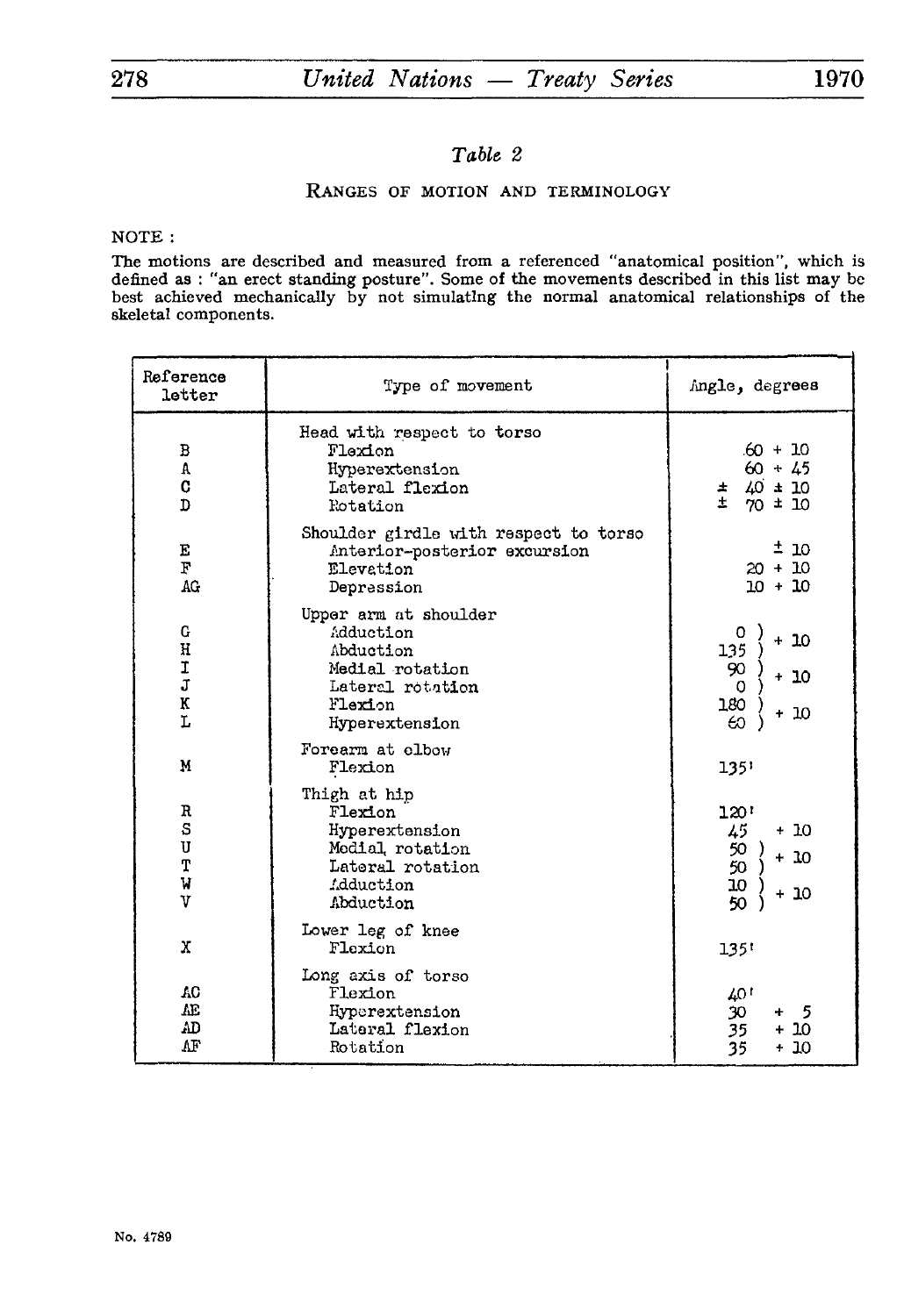*Table 2*

RANGES OF MOTION AND TERMINOLOGY

NOTE :

The motions are described and measured from a referenced "anatomical position", which is defined as : "an erect standing posture". Some of the movements described in this list may be best achieved mechanically by not simulating the normal anatomical relationships of the skeletal components.

| Reference letter | Type of movement | Angle, degrees |
|---|---|---|
| | Head with respect to torso | |
| B | Flexion | 60 + 10 |
| A | Hyperextension | 60 + 45 |
| C | Lateral flexion | ± 40 ± 10 |
| D | Rotation | ± 70 ± 10 |
| | Shoulder girdle with respect to torso | |
| E | Anterior-posterior excursion | ± 10 |
| F | Elevation | 20 + 10 |
| AG | Depression | 10 + 10 |
| | Upper arm at shoulder | |
| G | Adduction | 0 ) + 10 |
| H | Abduction | 135 ) + 10 |
| I | Medial rotation | 90 ) + 10 |
| J | Lateral rotation | 0 ) + 10 |
| K | Flexion | 180 ) + 10 |
| L | Hyperextension | 60 ) + 10 |
| | Forearm at elbow | |
| M | Flexion | 135' |
| | Thigh at hip | |
| R | Flexion | 120' |
| S | Hyperextension | 45 + 10 |
| U | Medial rotation | 50 ) + 10 |
| T | Lateral rotation | 50 ) + 10 |
| W | Adduction | 10 ) + 10 |
| V | Abduction | 50 ) + 10 |
| | Lower leg of knee | |
| X | Flexion | 135' |
| | Long axis of torso | |
| AC | Flexion | 40' |
| AE | Hyperextension | 30 + 5 |
| AD | Lateral flexion | 35 + 10 |
| AF | Rotation | 35 + 10 |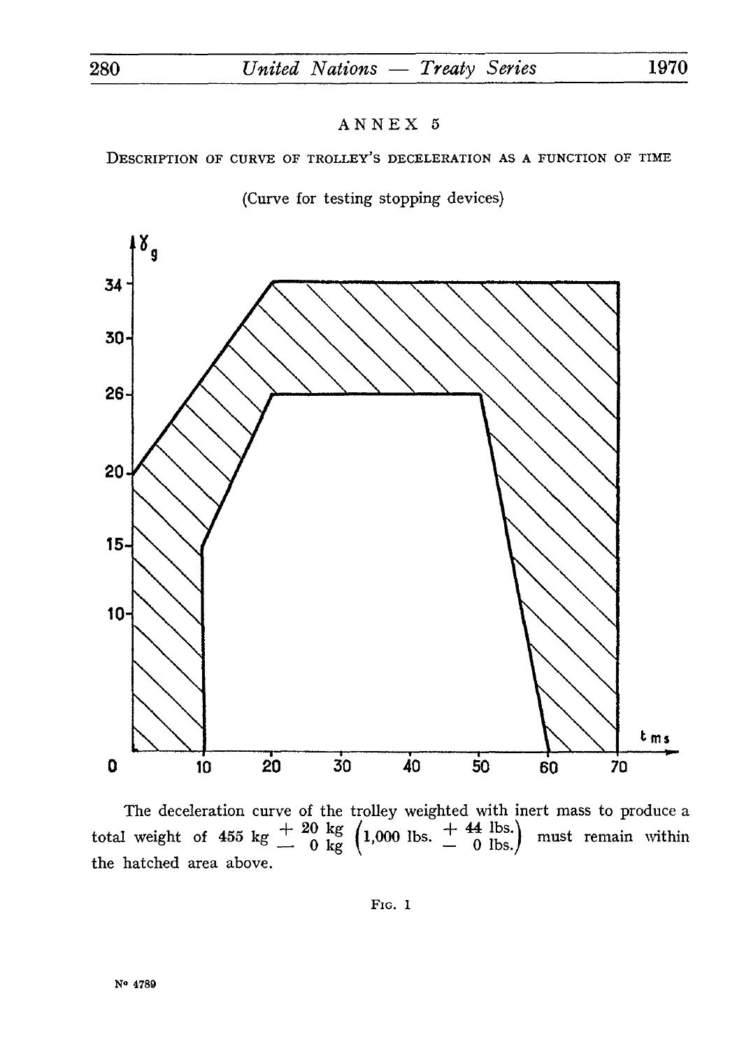## ANNEX 5

DESCRIPTION OF CURVE OF TROLLEY'S DECELERATION AS A FUNCTION OF TIME

(Curve for testing stopping devices)

The deceleration curve of the trolley weighted with inert mass to produce a total weight of 455 kg $\begin{smallmatrix} +\ 20\ \text{kg} \\ -\ \ 0\ \text{kg} \end{smallmatrix}$ $\left(1{,}000\ \text{lbs.}\ \begin{smallmatrix} +\ 44\ \text{lbs.} \\ -\ \ 0\ \text{lbs.} \end{smallmatrix}\right)$ must remain within the hatched area above.

FIG. 1

N° 4789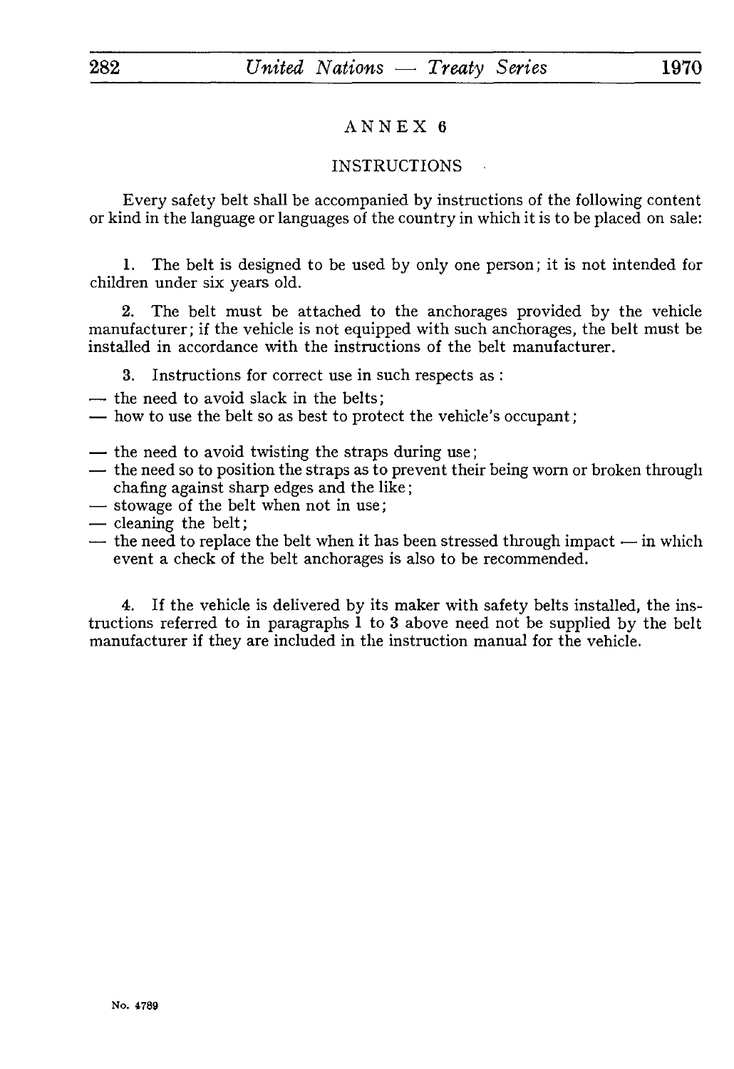## ANNEX 6

### INSTRUCTIONS

Every safety belt shall be accompanied by instructions of the following content or kind in the language or languages of the country in which it is to be placed on sale:

1. The belt is designed to be used by only one person; it is not intended for children under six years old.

2. The belt must be attached to the anchorages provided by the vehicle manufacturer; if the vehicle is not equipped with such anchorages, the belt must be installed in accordance with the instructions of the belt manufacturer.

3. Instructions for correct use in such respects as :

- the need to avoid slack in the belts;
- how to use the belt so as best to protect the vehicle's occupant;
- the need to avoid twisting the straps during use;
- the need so to position the straps as to prevent their being worn or broken through chafing against sharp edges and the like;
- stowage of the belt when not in use;
- cleaning the belt;
- the need to replace the belt when it has been stressed through impact — in which event a check of the belt anchorages is also to be recommended.

4. If the vehicle is delivered by its maker with safety belts installed, the instructions referred to in paragraphs 1 to 3 above need not be supplied by the belt manufacturer if they are included in the instruction manual for the vehicle.

No. 4789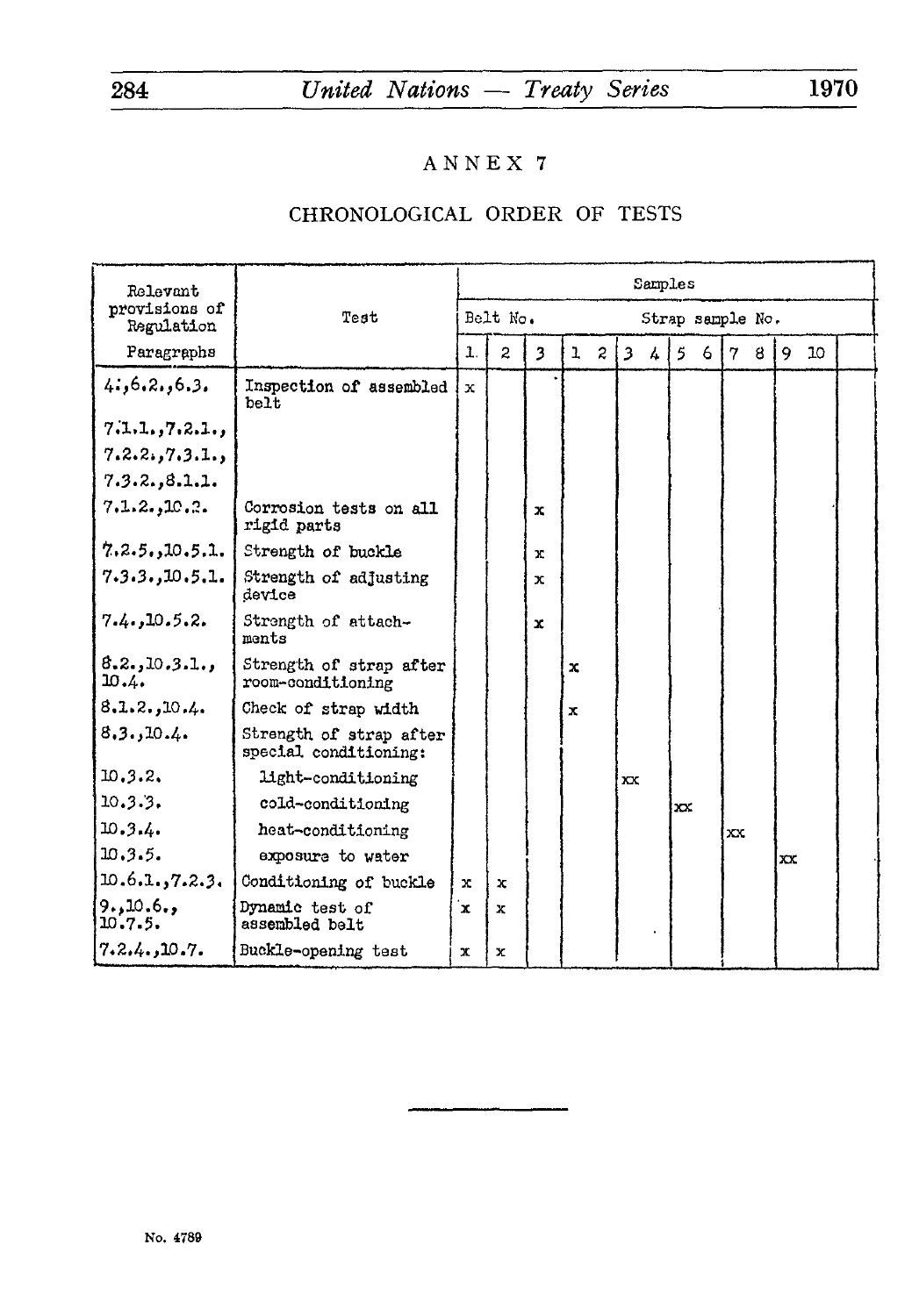# ANNEX 7

## CHRONOLOGICAL ORDER OF TESTS

| Relevant provisions of Regulation | Test | Samples | | | | | | | | | | | | | |
|---|---|---|---|---|---|---|---|---|---|---|---|---|---|---|---|
| | | Belt No. | | | Strap sample No. | | | | | | | | | | |
| Paragraphs | | 1 | 2 | 3 | 1 | 2 | 3 | 4 | 5 | 6 | 7 | 8 | 9 | 10 | |
| 4.,6.2.,6.3. 7.1.1.,7.2.1., 7.2.2.,7.3.1., 7.3.2.,8.1.1. | Inspection of assembled belt | x | | | | | | | | | | | | | |
| 7.1.2.,10.2. | Corrosion tests on all rigid parts | | | x | | | | | | | | | | | |
| 7.2.5.,10.5.1. | Strength of buckle | | | x | | | | | | | | | | | |
| 7.3.3.,10.5.1. | Strength of adjusting device | | | x | | | | | | | | | | | |
| 7.4.,10.5.2. | Strength of attachments | | | x | | | | | | | | | | | |
| 8.2.,10.3.1., 10.4. | Strength of strap after room-conditioning | | | | x | | | | | | | | | | |
| 8.1.2.,10.4. | Check of strap width | | | | x | | | | | | | | | | |
| 8.3.,10.4. | Strength of strap after special conditioning: | | | | | | | | | | | | | | |
| 10.3.2. | light-conditioning | | | | | | xx | | | | | | | | |
| 10.3.3. | cold-conditioning | | | | | | | | xx | | | | | | |
| 10.3.4. | heat-conditioning | | | | | | | | | | xx | | | | |
| 10.3.5. | exposure to water | | | | | | | | | | | | xx | | |
| 10.6.1.,7.2.3. | Conditioning of buckle | x | x | | | | | | | | | | | | |
| 9.,10.6., 10.7.5. | Dynamic test of assembled belt | x | x | | | | | | | | | | | | |
| 7.2.4.,10.7. | Buckle-opening test | x | x | | | | | | | | | | | | |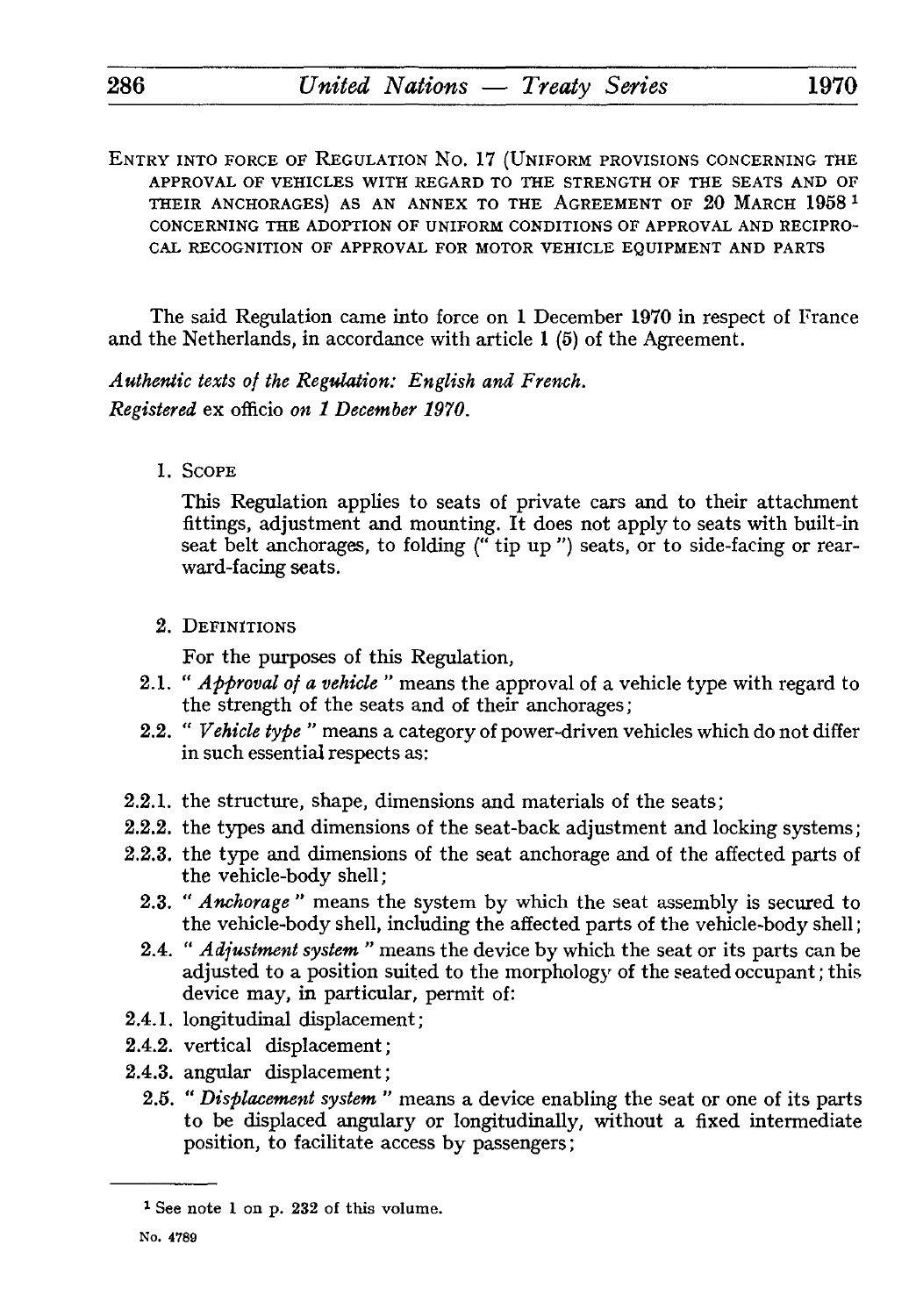ENTRY INTO FORCE OF REGULATION No. 17 (UNIFORM PROVISIONS CONCERNING THE APPROVAL OF VEHICLES WITH REGARD TO THE STRENGTH OF THE SEATS AND OF THEIR ANCHORAGES) AS AN ANNEX TO THE AGREEMENT OF 20 MARCH 1958[1] CONCERNING THE ADOPTION OF UNIFORM CONDITIONS OF APPROVAL AND RECIPROCAL RECOGNITION OF APPROVAL FOR MOTOR VEHICLE EQUIPMENT AND PARTS

The said Regulation came into force on 1 December 1970 in respect of France and the Netherlands, in accordance with article 1 (5) of the Agreement.

*Authentic texts of the Regulation: English and French.*
*Registered* ex officio *on 1 December 1970.*

1. SCOPE

This Regulation applies to seats of private cars and to their attachment fittings, adjustment and mounting. It does not apply to seats with built-in seat belt anchorages, to folding (" tip up ") seats, or to side-facing or rearward-facing seats.

2. DEFINITIONS

For the purposes of this Regulation,

2.1. " *Approval of a vehicle* " means the approval of a vehicle type with regard to the strength of the seats and of their anchorages;

2.2. " *Vehicle type* " means a category of power-driven vehicles which do not differ in such essential respects as:

2.2.1. the structure, shape, dimensions and materials of the seats;

2.2.2. the types and dimensions of the seat-back adjustment and locking systems;

2.2.3. the type and dimensions of the seat anchorage and of the affected parts of the vehicle-body shell;

2.3. " *Anchorage* " means the system by which the seat assembly is secured to the vehicle-body shell, including the affected parts of the vehicle-body shell;

2.4. " *Adjustment system* " means the device by which the seat or its parts can be adjusted to a position suited to the morphology of the seated occupant; this device may, in particular, permit of:

2.4.1. longitudinal displacement;

2.4.2. vertical displacement;

2.4.3. angular displacement;

2.5. " *Displacement system* " means a device enabling the seat or one of its parts to be displaced angulary or longitudinally, without a fixed intermediate position, to facilitate access by passengers;

---

[1] See note 1 on p. 232 of this volume.

No. 4789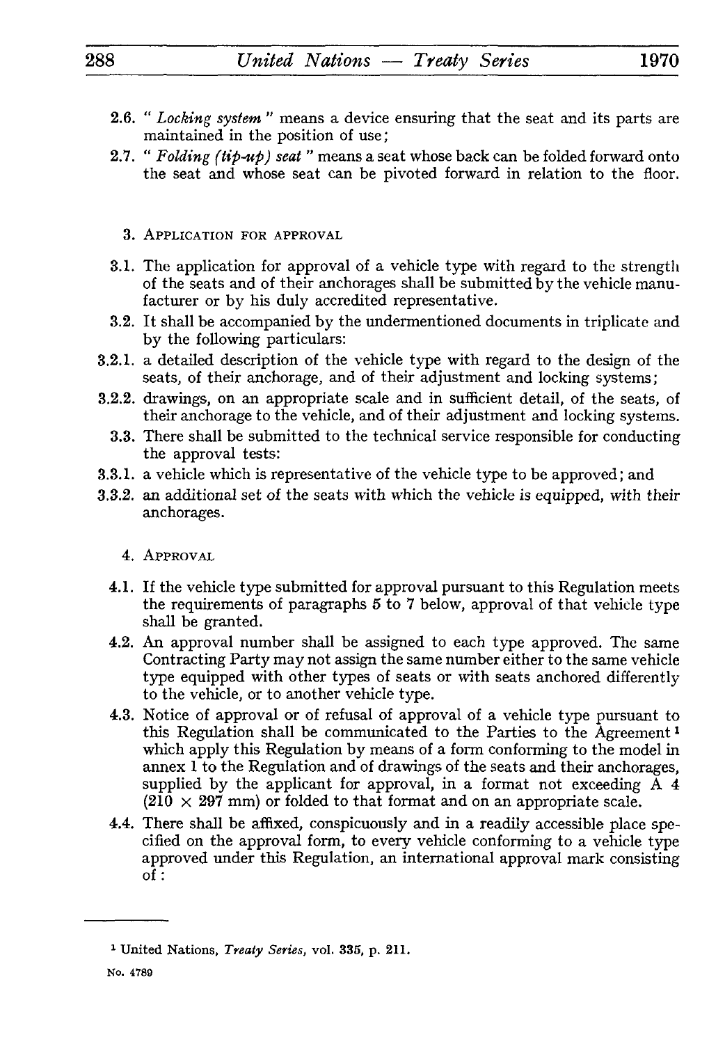2.6. " *Locking system* " means a device ensuring that the seat and its parts are maintained in the position of use;

2.7. " *Folding (tip-up) seat* " means a seat whose back can be folded forward onto the seat and whose seat can be pivoted forward in relation to the floor.

## 3. Application for approval

3.1. The application for approval of a vehicle type with regard to the strength of the seats and of their anchorages shall be submitted by the vehicle manufacturer or by his duly accredited representative.

3.2. It shall be accompanied by the undermentioned documents in triplicate and by the following particulars:

3.2.1. a detailed description of the vehicle type with regard to the design of the seats, of their anchorage, and of their adjustment and locking systems;

3.2.2. drawings, on an appropriate scale and in sufficient detail, of the seats, of their anchorage to the vehicle, and of their adjustment and locking systems.

3.3. There shall be submitted to the technical service responsible for conducting the approval tests:

3.3.1. a vehicle which is representative of the vehicle type to be approved; and

3.3.2. an additional set of the seats with which the vehicle is equipped, with their anchorages.

## 4. Approval

4.1. If the vehicle type submitted for approval pursuant to this Regulation meets the requirements of paragraphs 5 to 7 below, approval of that vehicle type shall be granted.

4.2. An approval number shall be assigned to each type approved. The same Contracting Party may not assign the same number either to the same vehicle type equipped with other types of seats or with seats anchored differently to the vehicle, or to another vehicle type.

4.3. Notice of approval or of refusal of approval of a vehicle type pursuant to this Regulation shall be communicated to the Parties to the Agreement[1] which apply this Regulation by means of a form conforming to the model in annex 1 to the Regulation and of drawings of the seats and their anchorages, supplied by the applicant for approval, in a format not exceeding A 4 (210 × 297 mm) or folded to that format and on an appropriate scale.

4.4. There shall be affixed, conspicuously and in a readily accessible place specified on the approval form, to every vehicle conforming to a vehicle type approved under this Regulation, an international approval mark consisting of:

[1] United Nations, *Treaty Series*, vol. 335, p. 211.

No. 4789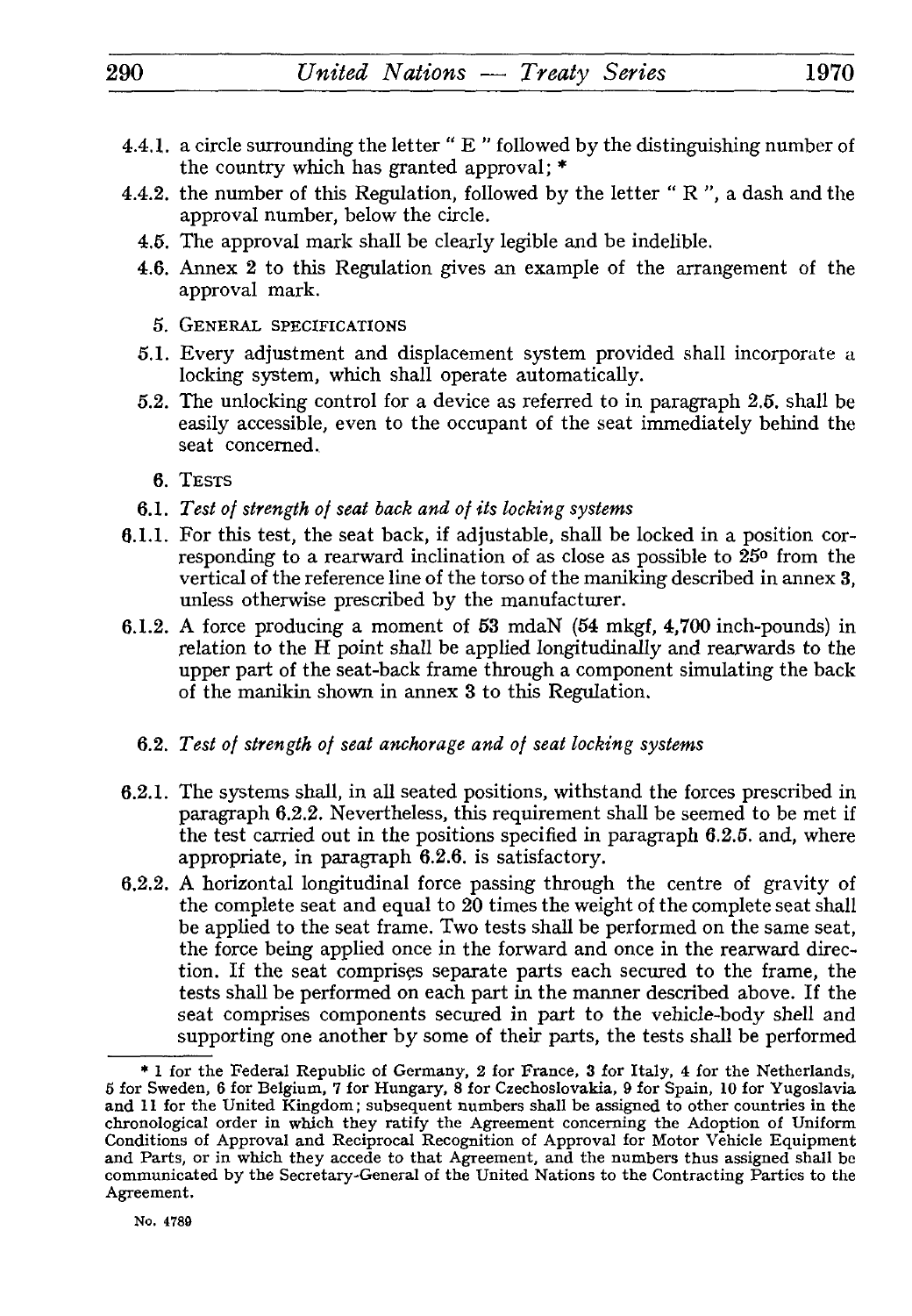4.4.1. a circle surrounding the letter " E " followed by the distinguishing number of the country which has granted approval; *

4.4.2. the number of this Regulation, followed by the letter " R ", a dash and the approval number, below the circle.

4.5. The approval mark shall be clearly legible and be indelible.

4.6. Annex 2 to this Regulation gives an example of the arrangement of the approval mark.

5. GENERAL SPECIFICATIONS

5.1. Every adjustment and displacement system provided shall incorporate a locking system, which shall operate automatically.

5.2. The unlocking control for a device as referred to in paragraph 2.5. shall be easily accessible, even to the occupant of the seat immediately behind the seat concerned.

6. TESTS

6.1. *Test of strength of seat back and of its locking systems*

6.1.1. For this test, the seat back, if adjustable, shall be locked in a position corresponding to a rearward inclination of as close as possible to 25° from the vertical of the reference line of the torso of the maniking described in annex 3, unless otherwise prescribed by the manufacturer.

6.1.2. A force producing a moment of 53 mdaN (54 mkgf, 4,700 inch-pounds) in relation to the H point shall be applied longitudinally and rearwards to the upper part of the seat-back frame through a component simulating the back of the manikin shown in annex 3 to this Regulation.

6.2. *Test of strength of seat anchorage and of seat locking systems*

6.2.1. The systems shall, in all seated positions, withstand the forces prescribed in paragraph 6.2.2. Nevertheless, this requirement shall be seemed to be met if the test carried out in the positions specified in paragraph 6.2.5. and, where appropriate, in paragraph 6.2.6. is satisfactory.

6.2.2. A horizontal longitudinal force passing through the centre of gravity of the complete seat and equal to 20 times the weight of the complete seat shall be applied to the seat frame. Two tests shall be performed on the same seat, the force being applied once in the forward and once in the rearward direction. If the seat comprises separate parts each secured to the frame, the tests shall be performed on each part in the manner described above. If the seat comprises components secured in part to the vehicle-body shell and supporting one another by some of their parts, the tests shall be performed

---

* 1 for the Federal Republic of Germany, 2 for France, 3 for Italy, 4 for the Netherlands, 5 for Sweden, 6 for Belgium, 7 for Hungary, 8 for Czechoslovakia, 9 for Spain, 10 for Yugoslavia and 11 for the United Kingdom; subsequent numbers shall be assigned to other countries in the chronological order in which they ratify the Agreement concerning the Adoption of Uniform Conditions of Approval and Reciprocal Recognition of Approval for Motor Vehicle Equipment and Parts, or in which they accede to that Agreement, and the numbers thus assigned shall be communicated by the Secretary-General of the United Nations to the Contracting Parties to the Agreement.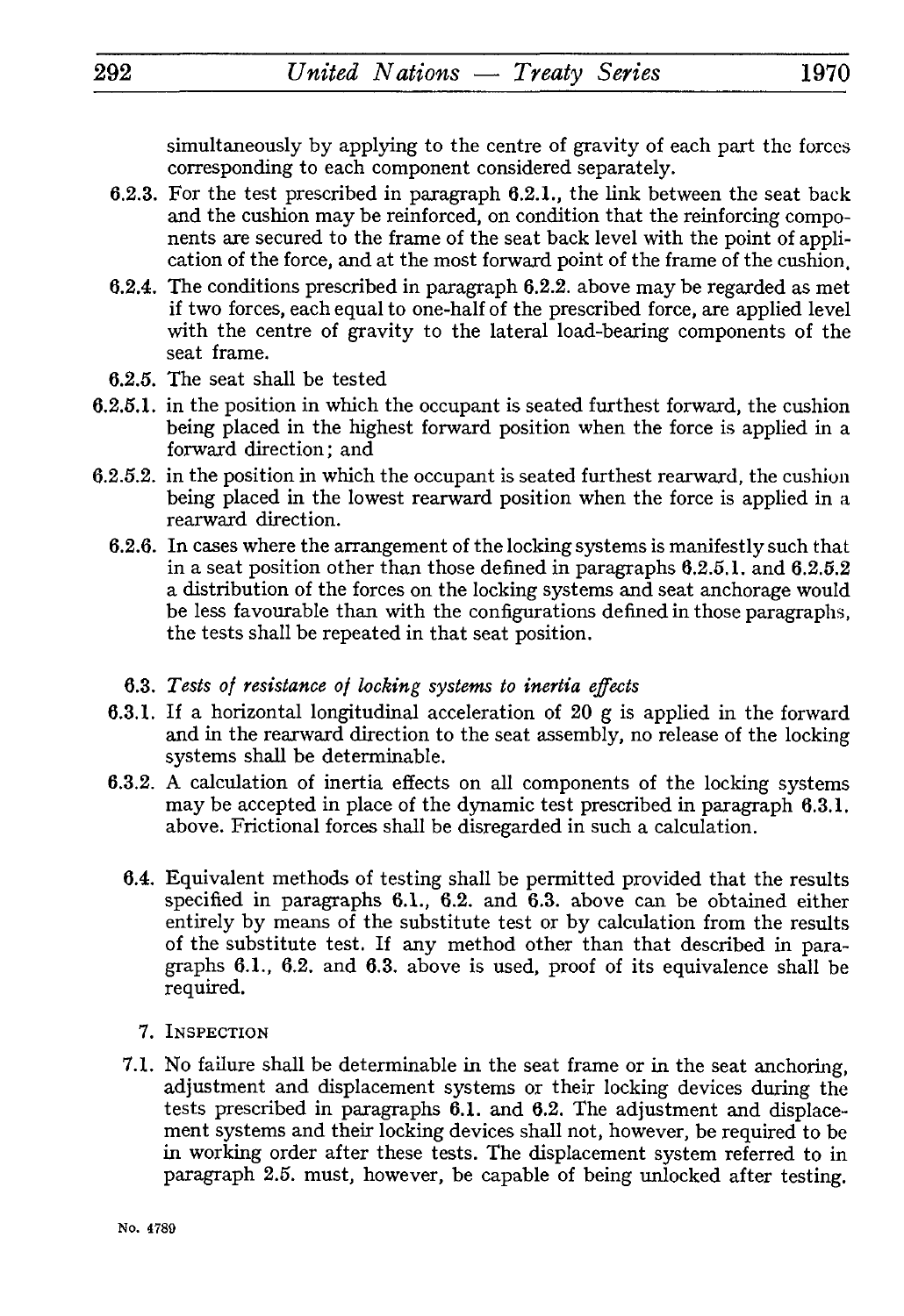simultaneously by applying to the centre of gravity of each part the forces corresponding to each component considered separately.

6.2.3. For the test prescribed in paragraph 6.2.1., the link between the seat back and the cushion may be reinforced, on condition that the reinforcing components are secured to the frame of the seat back level with the point of application of the force, and at the most forward point of the frame of the cushion.

6.2.4. The conditions prescribed in paragraph 6.2.2. above may be regarded as met if two forces, each equal to one-half of the prescribed force, are applied level with the centre of gravity to the lateral load-bearing components of the seat frame.

6.2.5. The seat shall be tested

6.2.5.1. in the position in which the occupant is seated furthest forward, the cushion being placed in the highest forward position when the force is applied in a forward direction; and

6.2.5.2. in the position in which the occupant is seated furthest rearward, the cushion being placed in the lowest rearward position when the force is applied in a rearward direction.

6.2.6. In cases where the arrangement of the locking systems is manifestly such that in a seat position other than those defined in paragraphs 6.2.5.1. and 6.2.5.2 a distribution of the forces on the locking systems and seat anchorage would be less favourable than with the configurations defined in those paragraphs, the tests shall be repeated in that seat position.

6.3. *Tests of resistance of locking systems to inertia effects*

6.3.1. If a horizontal longitudinal acceleration of 20 g is applied in the forward and in the rearward direction to the seat assembly, no release of the locking systems shall be determinable.

6.3.2. A calculation of inertia effects on all components of the locking systems may be accepted in place of the dynamic test prescribed in paragraph 6.3.1. above. Frictional forces shall be disregarded in such a calculation.

6.4. Equivalent methods of testing shall be permitted provided that the results specified in paragraphs 6.1., 6.2. and 6.3. above can be obtained either entirely by means of the substitute test or by calculation from the results of the substitute test. If any method other than that described in paragraphs 6.1., 6.2. and 6.3. above is used, proof of its equivalence shall be required.

7. INSPECTION

7.1. No failure shall be determinable in the seat frame or in the seat anchoring, adjustment and displacement systems or their locking devices during the tests prescribed in paragraphs 6.1. and 6.2. The adjustment and displacement systems and their locking devices shall not, however, be required to be in working order after these tests. The displacement system referred to in paragraph 2.5. must, however, be capable of being unlocked after testing.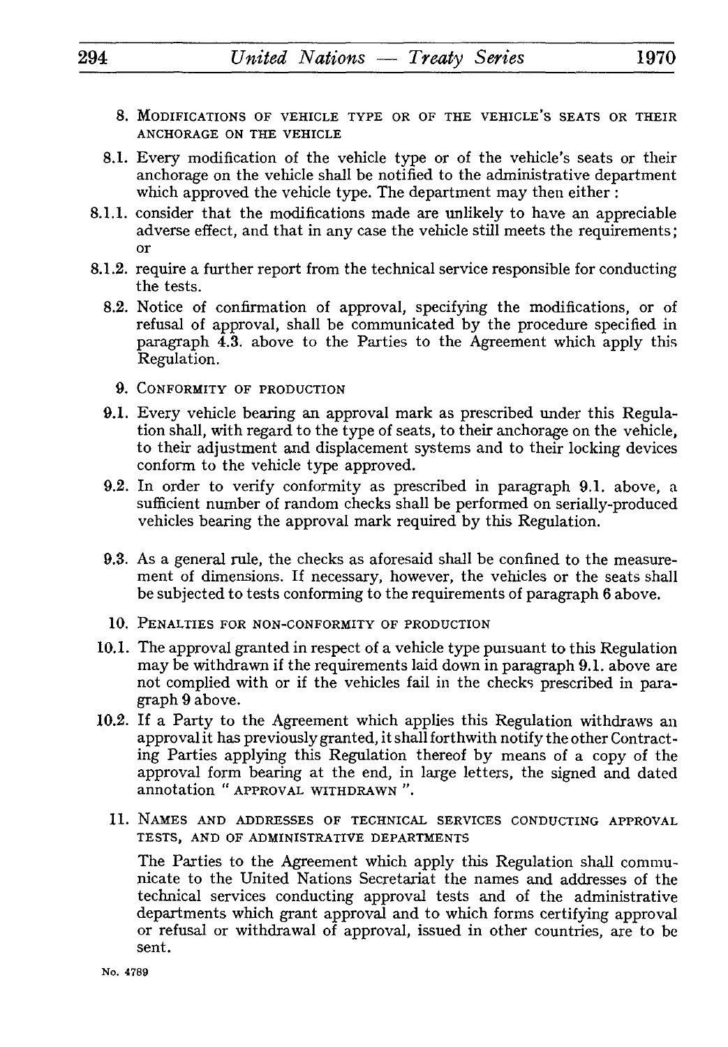8. MODIFICATIONS OF VEHICLE TYPE OR OF THE VEHICLE'S SEATS OR THEIR ANCHORAGE ON THE VEHICLE

8.1. Every modification of the vehicle type or of the vehicle's seats or their anchorage on the vehicle shall be notified to the administrative department which approved the vehicle type. The department may then either :

8.1.1. consider that the modifications made are unlikely to have an appreciable adverse effect, and that in any case the vehicle still meets the requirements; or

8.1.2. require a further report from the technical service responsible for conducting the tests.

8.2. Notice of confirmation of approval, specifying the modifications, or of refusal of approval, shall be communicated by the procedure specified in paragraph 4.3. above to the Parties to the Agreement which apply this Regulation.

9. CONFORMITY OF PRODUCTION

9.1. Every vehicle bearing an approval mark as prescribed under this Regulation shall, with regard to the type of seats, to their anchorage on the vehicle, to their adjustment and displacement systems and to their locking devices conform to the vehicle type approved.

9.2. In order to verify conformity as prescribed in paragraph 9.1. above, a sufficient number of random checks shall be performed on serially-produced vehicles bearing the approval mark required by this Regulation.

9.3. As a general rule, the checks as aforesaid shall be confined to the measurement of dimensions. If necessary, however, the vehicles or the seats shall be subjected to tests conforming to the requirements of paragraph 6 above.

10. PENALTIES FOR NON-CONFORMITY OF PRODUCTION

10.1. The approval granted in respect of a vehicle type pursuant to this Regulation may be withdrawn if the requirements laid down in paragraph 9.1. above are not complied with or if the vehicles fail in the checks prescribed in paragraph 9 above.

10.2. If a Party to the Agreement which applies this Regulation withdraws an approval it has previously granted, it shall forthwith notify the other Contracting Parties applying this Regulation thereof by means of a copy of the approval form bearing at the end, in large letters, the signed and dated annotation " APPROVAL WITHDRAWN ".

11. NAMES AND ADDRESSES OF TECHNICAL SERVICES CONDUCTING APPROVAL TESTS, AND OF ADMINISTRATIVE DEPARTMENTS

The Parties to the Agreement which apply this Regulation shall communicate to the United Nations Secretariat the names and addresses of the technical services conducting approval tests and of the administrative departments which grant approval and to which forms certifying approval or refusal or withdrawal of approval, issued in other countries, are to be sent.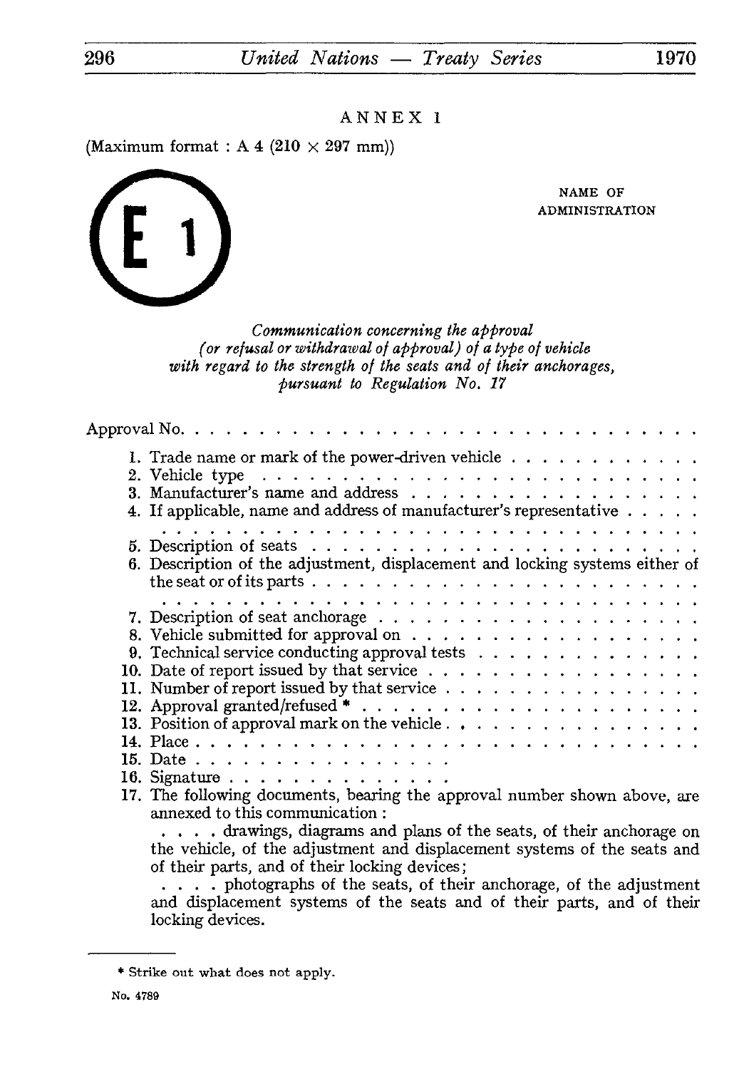# ANNEX 1

(Maximum format : A 4 (210 × 297 mm))

E 1

NAME OF ADMINISTRATION

*Communication concerning the approval (or refusal or withdrawal of approval) of a type of vehicle with regard to the strength of the seats and of their anchorages, pursuant to Regulation No. 17*

Approval No. . . . . . . . . . . . . . . . . . . . . . . . . . . . . . .

1. Trade name or mark of the power-driven vehicle . . . . . . . . . . . .
2. Vehicle type . . . . . . . . . . . . . . . . . . . . . . . . . .
3. Manufacturer's name and address . . . . . . . . . . . . . . . . . .
4. If applicable, name and address of manufacturer's representative . . . . .
   . . . . . . . . . . . . . . . . . . . . . . . . . . . . . . . .
5. Description of seats . . . . . . . . . . . . . . . . . . . . . . .
6. Description of the adjustment, displacement and locking systems either of the seat or of its parts . . . . . . . . . . . . . . . . . . . . . . .
   . . . . . . . . . . . . . . . . . . . . . . . . . . . . . . . .
7. Description of seat anchorage . . . . . . . . . . . . . . . . . . .
8. Vehicle submitted for approval on . . . . . . . . . . . . . . . . . .
9. Technical service conducting approval tests . . . . . . . . . . . . . .
10. Date of report issued by that service . . . . . . . . . . . . . . . .
11. Number of report issued by that service . . . . . . . . . . . . . . .
12. Approval granted/refused * . . . . . . . . . . . . . . . . . . . .
13. Position of approval mark on the vehicle . . . . . . . . . . . . . . .
14. Place . . . . . . . . . . . . . . . . . . . . . . . . . . . . .
15. Date . . . . . . . . . . . . . . .
16. Signature . . . . . . . . . . . . .
17. The following documents, bearing the approval number shown above, are annexed to this communication :

    . . . . drawings, diagrams and plans of the seats, of their anchorage on the vehicle, of the adjustment and displacement systems of the seats and of their parts, and of their locking devices;

    . . . . photographs of the seats, of their anchorage, of the adjustment and displacement systems of the seats and of their parts, and of their locking devices.

---

\* Strike out what does not apply.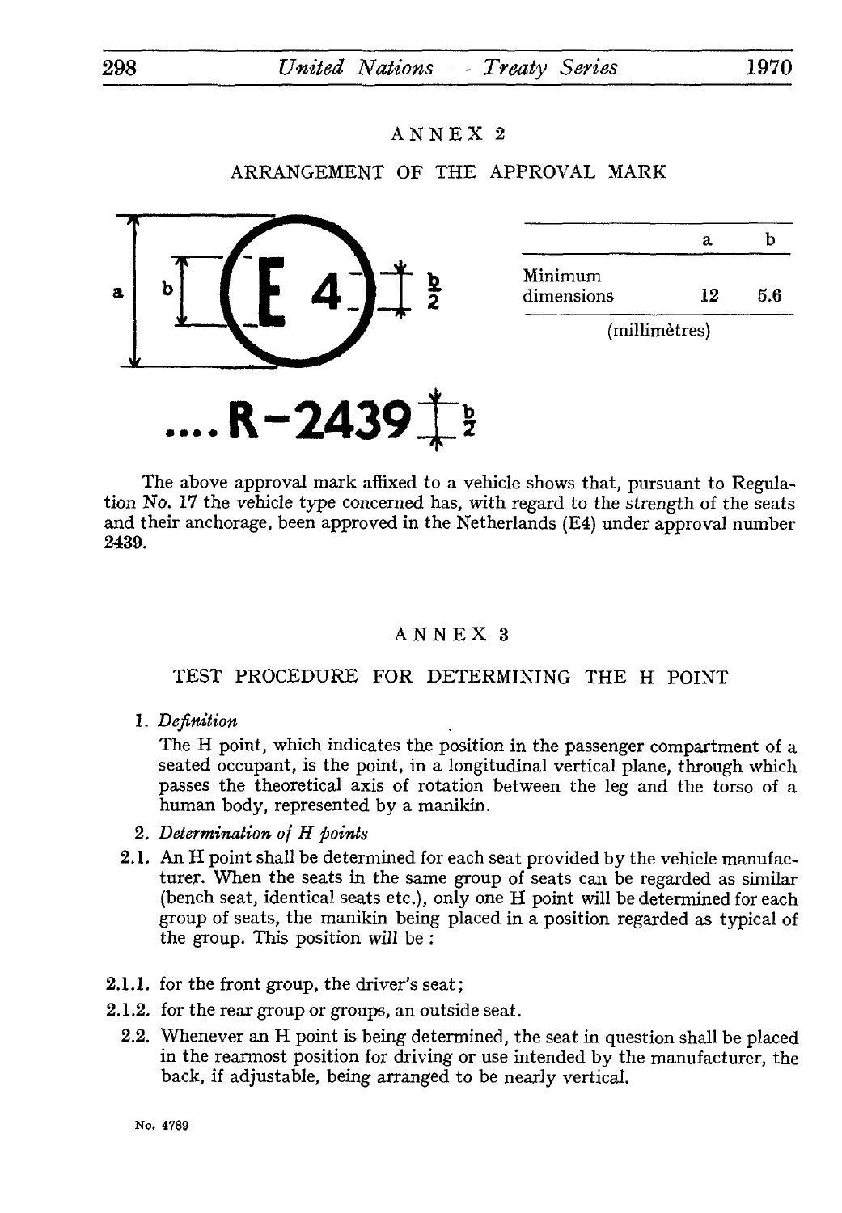ANNEX 2

ARRANGEMENT OF THE APPROVAL MARK

| | a | b |
|---|---|---|
| Minimum dimensions | 12 | 5.6 |

(millimètres)

The above approval mark affixed to a vehicle shows that, pursuant to Regulation No. 17 the vehicle type concerned has, with regard to the strength of the seats and their anchorage, been approved in the Netherlands (E4) under approval number 2439.

ANNEX 3

TEST PROCEDURE FOR DETERMINING THE H POINT

1. *Definition*

   The H point, which indicates the position in the passenger compartment of a seated occupant, is the point, in a longitudinal vertical plane, through which passes the theoretical axis of rotation between the leg and the torso of a human body, represented by a manikin.

2. *Determination of H points*

2.1. An H point shall be determined for each seat provided by the vehicle manufacturer. When the seats in the same group of seats can be regarded as similar (bench seat, identical seats etc.), only one H point will be determined for each group of seats, the manikin being placed in a position regarded as typical of the group. This position will be :

2.1.1. for the front group, the driver's seat;

2.1.2. for the rear group or groups, an outside seat.

2.2. Whenever an H point is being determined, the seat in question shall be placed in the rearmost position for driving or use intended by the manufacturer, the back, if adjustable, being arranged to be nearly vertical.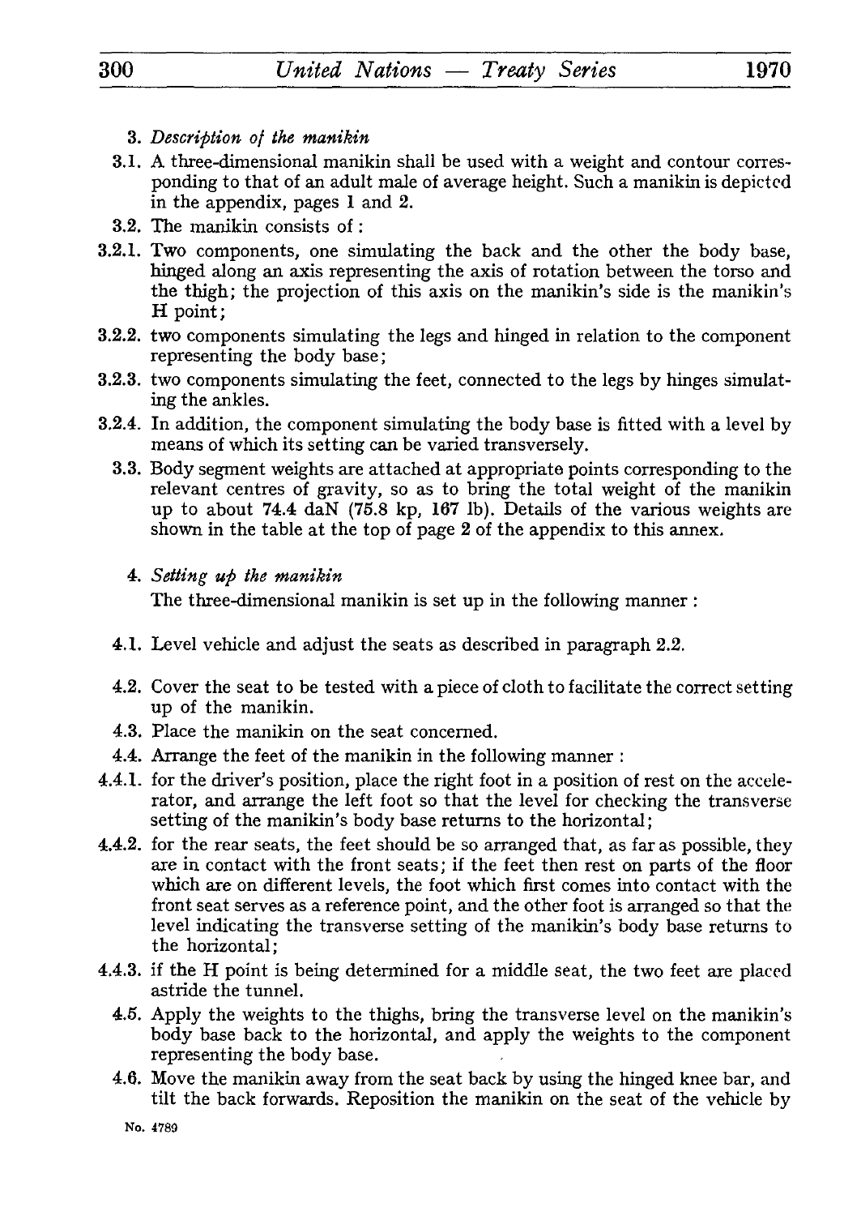3. *Description of the manikin*

3.1. A three-dimensional manikin shall be used with a weight and contour corresponding to that of an adult male of average height. Such a manikin is depicted in the appendix, pages 1 and 2.

3.2. The manikin consists of :

3.2.1. Two components, one simulating the back and the other the body base, hinged along an axis representing the axis of rotation between the torso and the thigh; the projection of this axis on the manikin's side is the manikin's H point;

3.2.2. two components simulating the legs and hinged in relation to the component representing the body base;

3.2.3. two components simulating the feet, connected to the legs by hinges simulating the ankles.

3.2.4. In addition, the component simulating the body base is fitted with a level by means of which its setting can be varied transversely.

3.3. Body segment weights are attached at appropriate points corresponding to the relevant centres of gravity, so as to bring the total weight of the manikin up to about 74.4 daN (75.8 kp, 167 lb). Details of the various weights are shown in the table at the top of page 2 of the appendix to this annex.

4. *Setting up the manikin*

The three-dimensional manikin is set up in the following manner :

4.1. Level vehicle and adjust the seats as described in paragraph 2.2.

4.2. Cover the seat to be tested with a piece of cloth to facilitate the correct setting up of the manikin.

4.3. Place the manikin on the seat concerned.

4.4. Arrange the feet of the manikin in the following manner :

4.4.1. for the driver's position, place the right foot in a position of rest on the accelerator, and arrange the left foot so that the level for checking the transverse setting of the manikin's body base returns to the horizontal;

4.4.2. for the rear seats, the feet should be so arranged that, as far as possible, they are in contact with the front seats; if the feet then rest on parts of the floor which are on different levels, the foot which first comes into contact with the front seat serves as a reference point, and the other foot is arranged so that the level indicating the transverse setting of the manikin's body base returns to the horizontal;

4.4.3. if the H point is being determined for a middle seat, the two feet are placed astride the tunnel.

4.5. Apply the weights to the thighs, bring the transverse level on the manikin's body base back to the horizontal, and apply the weights to the component representing the body base.

4.6. Move the manikin away from the seat back by using the hinged knee bar, and tilt the back forwards. Reposition the manikin on the seat of the vehicle by

No. 4789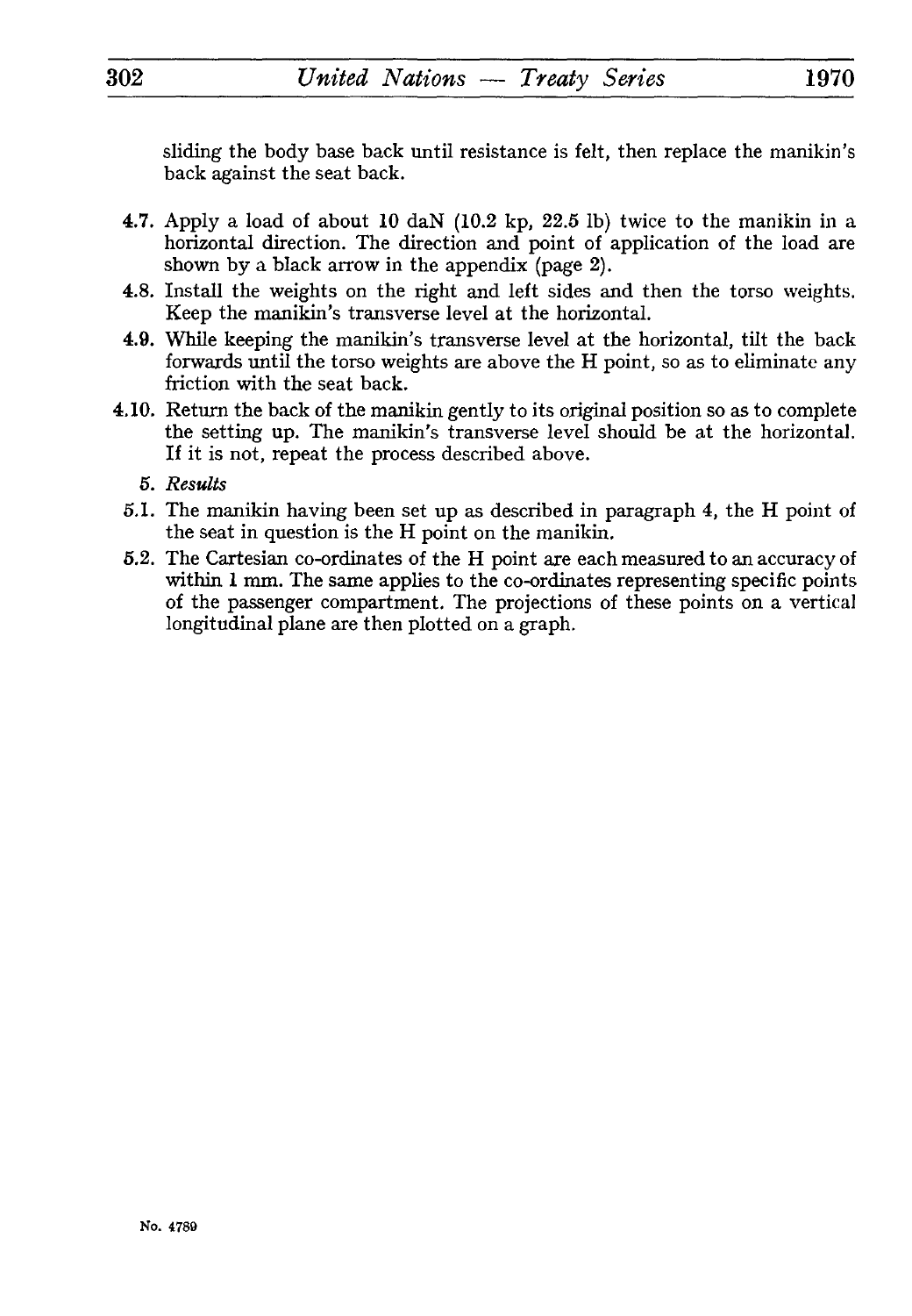sliding the body base back until resistance is felt, then replace the manikin's back against the seat back.

4.7. Apply a load of about 10 daN (10.2 kp, 22.5 lb) twice to the manikin in a horizontal direction. The direction and point of application of the load are shown by a black arrow in the appendix (page 2).

4.8. Install the weights on the right and left sides and then the torso weights. Keep the manikin's transverse level at the horizontal.

4.9. While keeping the manikin's transverse level at the horizontal, tilt the back forwards until the torso weights are above the H point, so as to eliminate any friction with the seat back.

4.10. Return the back of the manikin gently to its original position so as to complete the setting up. The manikin's transverse level should be at the horizontal. If it is not, repeat the process described above.

5. *Results*

5.1. The manikin having been set up as described in paragraph 4, the H point of the seat in question is the H point on the manikin.

5.2. The Cartesian co-ordinates of the H point are each measured to an accuracy of within 1 mm. The same applies to the co-ordinates representing specific points of the passenger compartment. The projections of these points on a vertical longitudinal plane are then plotted on a graph.

No. 4789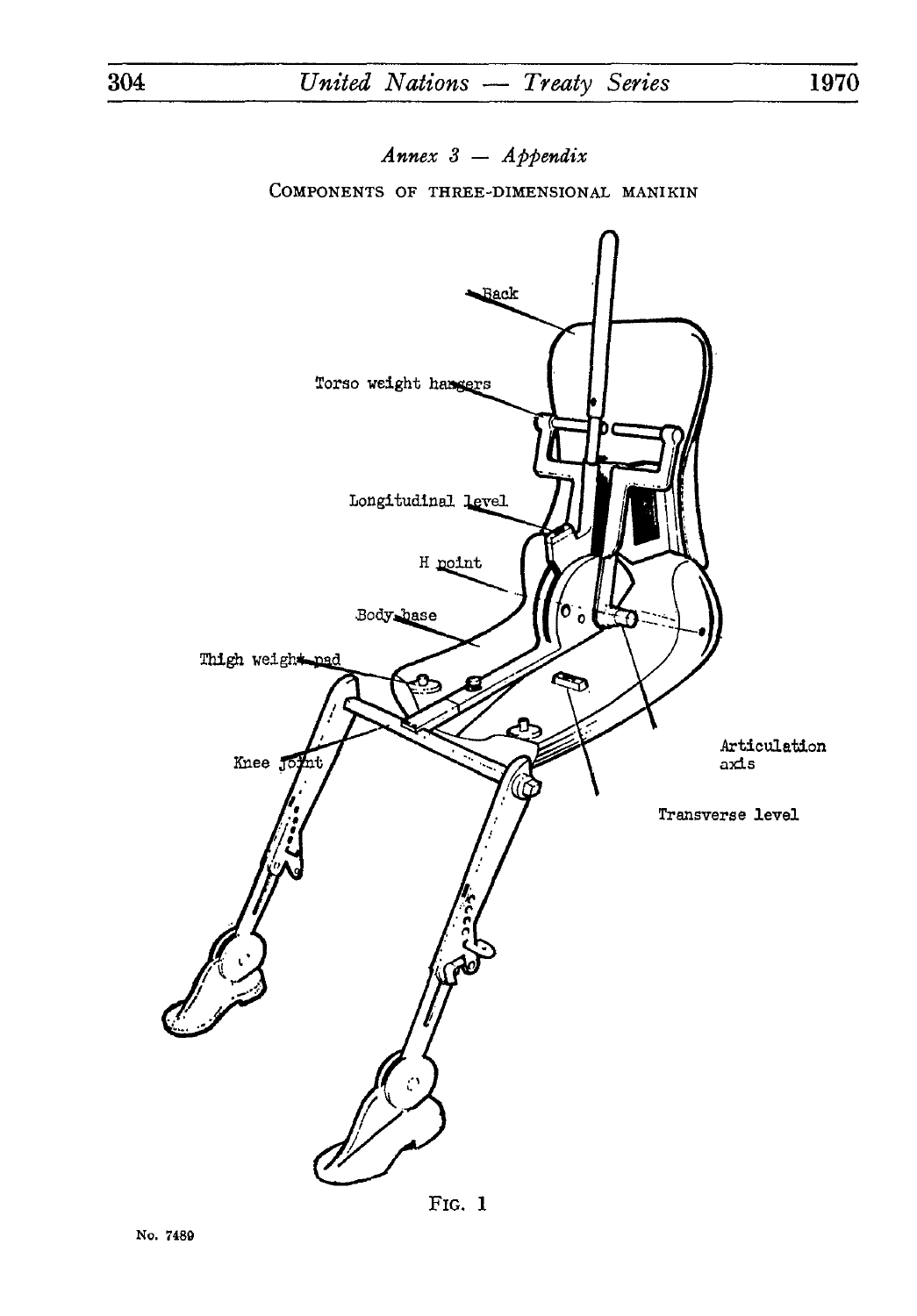*Annex 3 — Appendix*

COMPONENTS OF THREE-DIMENSIONAL MANIKIN

Back

Torso weight hangers

Longitudinal level

H point

Body base

Thigh weight pad

Knee joint

Articulation axis

Transverse level

FIG. 1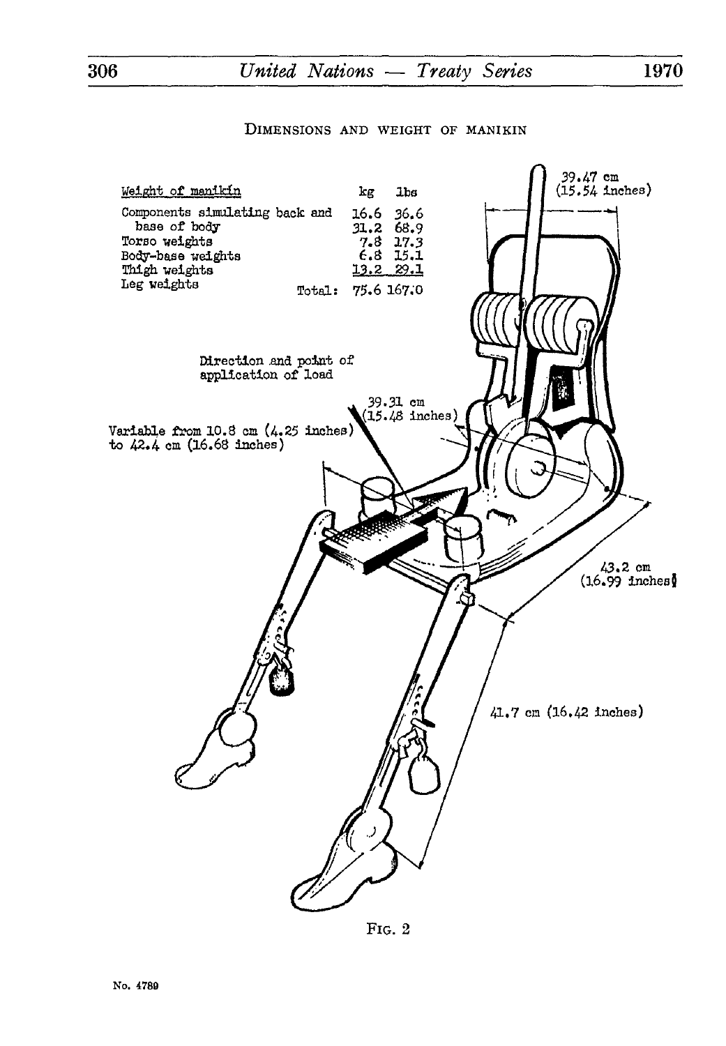DIMENSIONS AND WEIGHT OF MANIKIN

Weight of manikin

| | kg | lbs |
|---|---|---|
| Components simulating back and base of body | 16.6 | 36.6 |
| Torso weights | 31.2 | 68.9 |
| Body-base weights | 7.8 | 17.3 |
| Thigh weights | 6.8 | 15.1 |
| Leg weights | 13.2 | 29.1 |
| Total: | 75.6 | 167.0 |

39.47 cm
(15.54 inches)

Direction and point of application of load

39.31 cm
(15.48 inches)

Variable from 10.8 cm (4.25 inches) to 42.4 cm (16.68 inches)

43.2 cm
(16.99 inches)

41.7 cm (16.42 inches)

FIG. 2